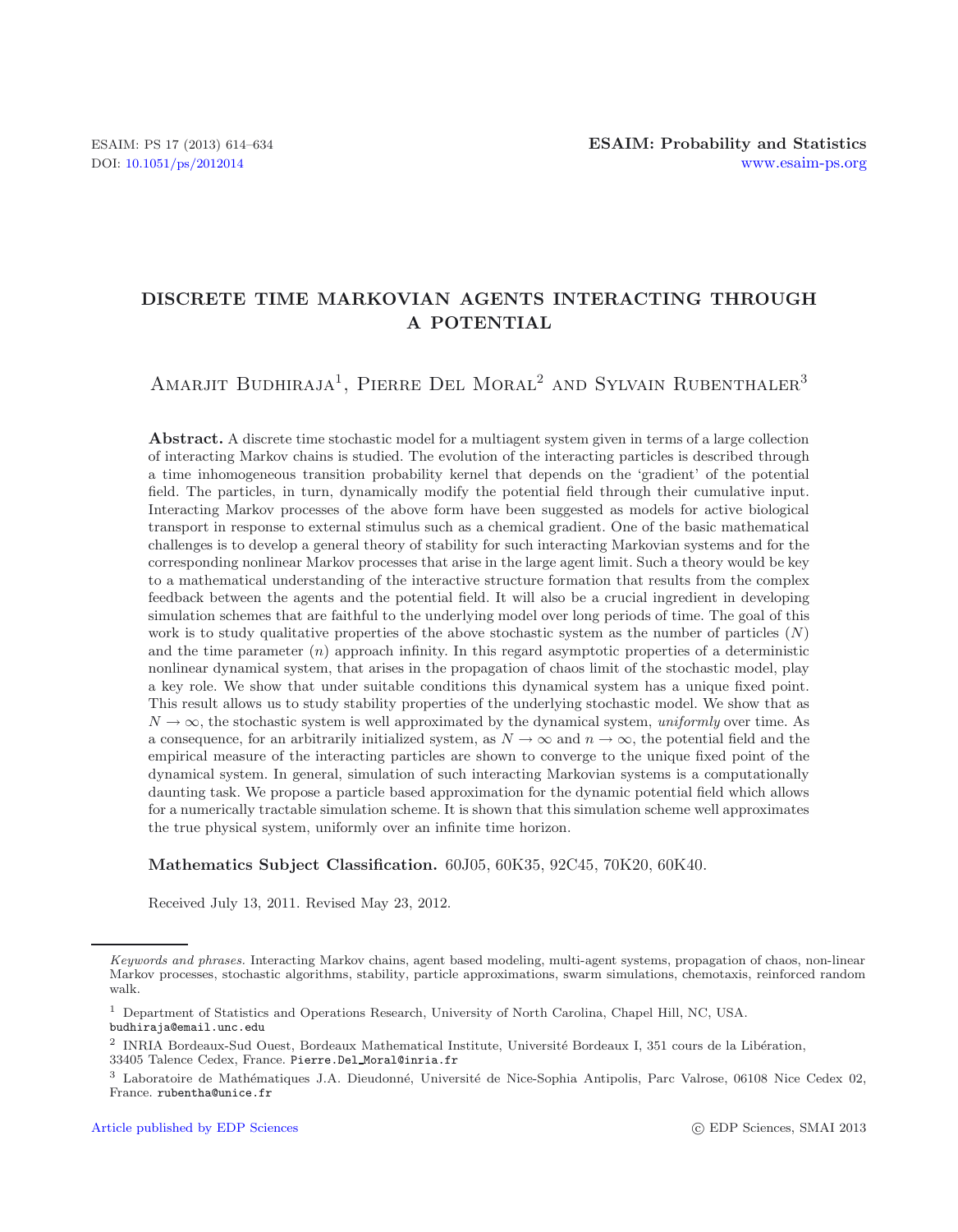# DISCRETE TIME MARKOVIAN AGENTS INTERACTING THROUGH A POTENTIAL

Amarjit Budhiraja[1], Pierre Del Moral[2] and Sylvain Rubenthaler[3]

**Abstract.** A discrete time stochastic model for a multiagent system given in terms of a large collection of interacting Markov chains is studied. The evolution of the interacting particles is described through a time inhomogeneous transition probability kernel that depends on the 'gradient' of the potential field. The particles, in turn, dynamically modify the potential field through their cumulative input. Interacting Markov processes of the above form have been suggested as models for active biological transport in response to external stimulus such as a chemical gradient. One of the basic mathematical challenges is to develop a general theory of stability for such interacting Markovian systems and for the corresponding nonlinear Markov processes that arise in the large agent limit. Such a theory would be key to a mathematical understanding of the interactive structure formation that results from the complex feedback between the agents and the potential field. It will also be a crucial ingredient in developing simulation schemes that are faithful to the underlying model over long periods of time. The goal of this work is to study qualitative properties of the above stochastic system as the number of particles ($N$) and the time parameter ($n$) approach infinity. In this regard asymptotic properties of a deterministic nonlinear dynamical system, that arises in the propagation of chaos limit of the stochastic model, play a key role. We show that under suitable conditions this dynamical system has a unique fixed point. This result allows us to study stability properties of the underlying stochastic model. We show that as $N \to \infty$, the stochastic system is well approximated by the dynamical system, *uniformly* over time. As a consequence, for an arbitrarily initialized system, as $N \to \infty$ and $n \to \infty$, the potential field and the empirical measure of the interacting particles are shown to converge to the unique fixed point of the dynamical system. In general, simulation of such interacting Markovian systems is a computationally daunting task. We propose a particle based approximation for the dynamic potential field which allows for a numerically tractable simulation scheme. It is shown that this simulation scheme well approximates the true physical system, uniformly over an infinite time horizon.

**Mathematics Subject Classification.** 60J05, 60K35, 92C45, 70K20, 60K40.

Received July 13, 2011. Revised May 23, 2012.

---

*Keywords and phrases.* Interacting Markov chains, agent based modeling, multi-agent systems, propagation of chaos, non-linear Markov processes, stochastic algorithms, stability, particle approximations, swarm simulations, chemotaxis, reinforced random walk.

[1] Department of Statistics and Operations Research, University of North Carolina, Chapel Hill, NC, USA. budhiraja@email.unc.edu

[2] INRIA Bordeaux-Sud Ouest, Bordeaux Mathematical Institute, Université Bordeaux I, 351 cours de la Libération, 33405 Talence Cedex, France. Pierre.Del_Moral@inria.fr

[3] Laboratoire de Mathématiques J.A. Dieudonné, Université de Nice-Sophia Antipolis, Parc Valrose, 06108 Nice Cedex 02, France. rubentha@unice.fr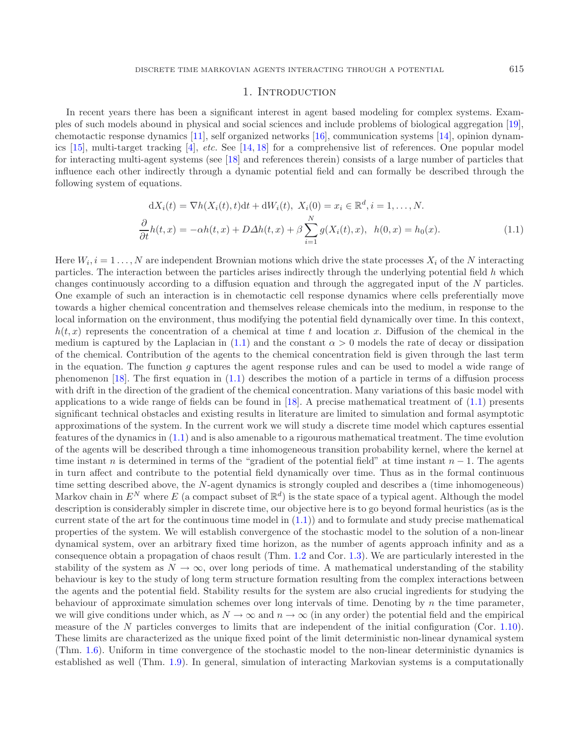## 1. Introduction

In recent years there has been a significant interest in agent based modeling for complex systems. Examples of such models abound in physical and social sciences and include problems of biological aggregation [19], chemotactic response dynamics [11], self organized networks [16], communication systems [14], opinion dynamics [15], multi-target tracking [4], *etc.* See [14, 18] for a comprehensive list of references. One popular model for interacting multi-agent systems (see [18] and references therein) consists of a large number of particles that influence each other indirectly through a dynamic potential field and can formally be described through the following system of equations.

$$
\begin{aligned}
\mathrm{d}X_i(t) &= \nabla h(X_i(t), t)\mathrm{d}t + \mathrm{d}W_i(t),\ X_i(0) = x_i \in \mathbb{R}^d, i = 1, \ldots, N. \\
\frac{\partial}{\partial t} h(t, x) &= -\alpha h(t, x) + D\Delta h(t, x) + \beta \sum_{i=1}^{N} g(X_i(t), x),\ \ h(0, x) = h_0(x).
\end{aligned}
\tag{1.1}
$$

Here $W_i, i = 1 \ldots, N$ are independent Brownian motions which drive the state processes $X_i$ of the $N$ interacting particles. The interaction between the particles arises indirectly through the underlying potential field $h$ which changes continuously according to a diffusion equation and through the aggregated input of the $N$ particles. One example of such an interaction is in chemotactic cell response dynamics where cells preferentially move towards a higher chemical concentration and themselves release chemicals into the medium, in response to the local information on the environment, thus modifying the potential field dynamically over time. In this context, $h(t, x)$ represents the concentration of a chemical at time $t$ and location $x$. Diffusion of the chemical in the medium is captured by the Laplacian in (1.1) and the constant $\alpha > 0$ models the rate of decay or dissipation of the chemical. Contribution of the agents to the chemical concentration field is given through the last term in the equation. The function $g$ captures the agent response rules and can be used to model a wide range of phenomenon [18]. The first equation in (1.1) describes the motion of a particle in terms of a diffusion process with drift in the direction of the gradient of the chemical concentration. Many variations of this basic model with applications to a wide range of fields can be found in [18]. A precise mathematical treatment of (1.1) presents significant technical obstacles and existing results in literature are limited to simulation and formal asymptotic approximations of the system. In the current work we will study a discrete time model which captures essential features of the dynamics in (1.1) and is also amenable to a rigourous mathematical treatment. The time evolution of the agents will be described through a time inhomogeneous transition probability kernel, where the kernel at time instant $n$ is determined in terms of the "gradient of the potential field" at time instant $n - 1$. The agents in turn affect and contribute to the potential field dynamically over time. Thus as in the formal continuous time setting described above, the $N$-agent dynamics is strongly coupled and describes a (time inhomogeneous) Markov chain in $E^N$ where $E$ (a compact subset of $\mathbb{R}^d$) is the state space of a typical agent. Although the model description is considerably simpler in discrete time, our objective here is to go beyond formal heuristics (as is the current state of the art for the continuous time model in (1.1)) and to formulate and study precise mathematical properties of the system. We will establish convergence of the stochastic model to the solution of a non-linear dynamical system, over an arbitrary fixed time horizon, as the number of agents approach infinity and as a consequence obtain a propagation of chaos result (Thm. 1.2 and Cor. 1.3). We are particularly interested in the stability of the system as $N \to \infty$, over long periods of time. A mathematical understanding of the stability behaviour is key to the study of long term structure formation resulting from the complex interactions between the agents and the potential field. Stability results for the system are also crucial ingredients for studying the behaviour of approximate simulation schemes over long intervals of time. Denoting by $n$ the time parameter, we will give conditions under which, as $N \to \infty$ and $n \to \infty$ (in any order) the potential field and the empirical measure of the $N$ particles converges to limits that are independent of the initial configuration (Cor. 1.10). These limits are characterized as the unique fixed point of the limit deterministic non-linear dynamical system (Thm. 1.6). Uniform in time convergence of the stochastic model to the non-linear deterministic dynamics is established as well (Thm. 1.9). In general, simulation of interacting Markovian systems is a computationally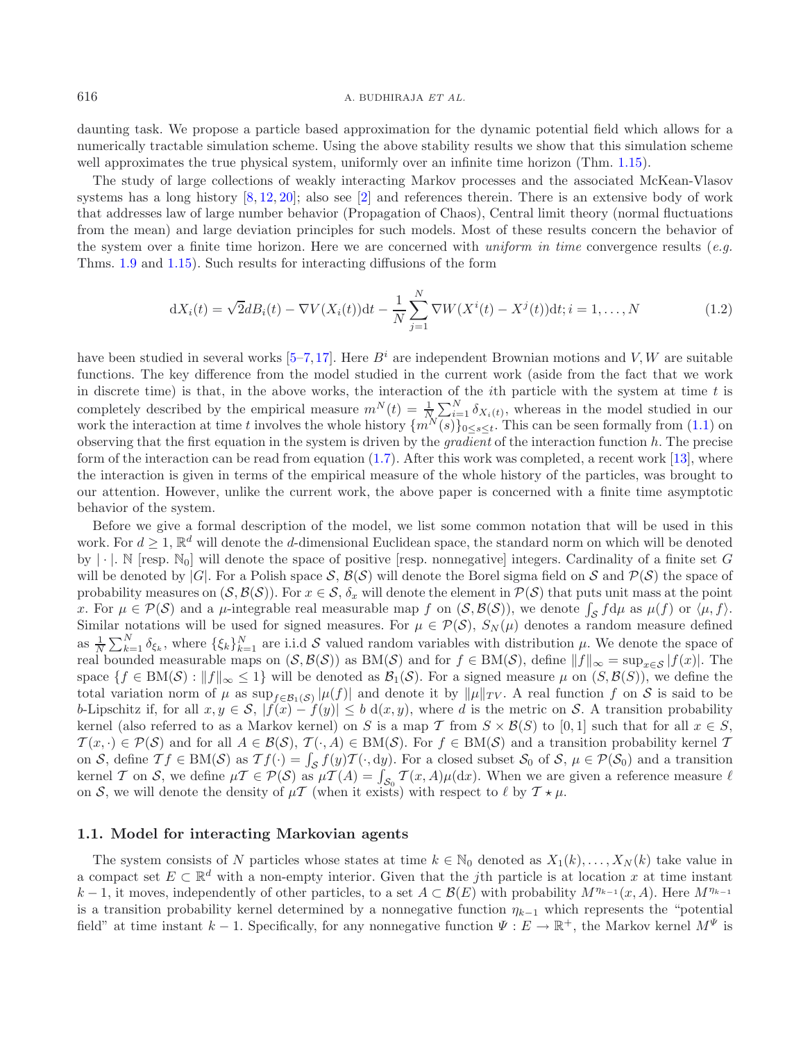daunting task. We propose a particle based approximation for the dynamic potential field which allows for a numerically tractable simulation scheme. Using the above stability results we show that this simulation scheme well approximates the true physical system, uniformly over an infinite time horizon (Thm. 1.15).

The study of large collections of weakly interacting Markov processes and the associated McKean-Vlasov systems has a long history [8, 12, 20]; also see [2] and references therein. There is an extensive body of work that addresses law of large number behavior (Propagation of Chaos), Central limit theory (normal fluctuations from the mean) and large deviation principles for such models. Most of these results concern the behavior of the system over a finite time horizon. Here we are concerned with *uniform in time* convergence results (*e.g.* Thms. 1.9 and 1.15). Such results for interacting diffusions of the form

$$\mathrm{d}X_i(t) = \sqrt{2}dB_i(t) - \nabla V(X_i(t))\mathrm{d}t - \frac{1}{N}\sum_{j=1}^{N} \nabla W(X^i(t) - X^j(t))\mathrm{d}t; i = 1, \ldots, N \tag{1.2}$$

have been studied in several works [5–7, 17]. Here $B^i$ are independent Brownian motions and $V, W$ are suitable functions. The key difference from the model studied in the current work (aside from the fact that we work in discrete time) is that, in the above works, the interaction of the $i$th particle with the system at time $t$ is completely described by the empirical measure $m^N(t) = \frac{1}{N}\sum_{i=1}^{N} \delta_{X_i(t)}$, whereas in the model studied in our work the interaction at time $t$ involves the whole history $\{m^N(s)\}_{0\leq s\leq t}$. This can be seen formally from (1.1) on observing that the first equation in the system is driven by the *gradient* of the interaction function $h$. The precise form of the interaction can be read from equation (1.7). After this work was completed, a recent work [13], where the interaction is given in terms of the empirical measure of the whole history of the particles, was brought to our attention. However, unlike the current work, the above paper is concerned with a finite time asymptotic behavior of the system.

Before we give a formal description of the model, we list some common notation that will be used in this work. For $d \geq 1$, $\mathbb{R}^d$ will denote the $d$-dimensional Euclidean space, the standard norm on which will be denoted by $|\cdot|$. $\mathbb{N}$ [resp. $\mathbb{N}_0$] will denote the space of positive [resp. nonnegative] integers. Cardinality of a finite set $G$ will be denoted by $|G|$. For a Polish space $\mathcal{S}$, $\mathcal{B}(\mathcal{S})$ will denote the Borel sigma field on $\mathcal{S}$ and $\mathcal{P}(\mathcal{S})$ the space of probability measures on $(\mathcal{S}, \mathcal{B}(\mathcal{S}))$. For $x \in \mathcal{S}$, $\delta_x$ will denote the element in $\mathcal{P}(\mathcal{S})$ that puts unit mass at the point $x$. For $\mu \in \mathcal{P}(\mathcal{S})$ and a $\mu$-integrable real measurable map $f$ on $(\mathcal{S}, \mathcal{B}(\mathcal{S}))$, we denote $\int_{\mathcal{S}} f\mathrm{d}\mu$ as $\mu(f)$ or $\langle \mu, f\rangle$. Similar notations will be used for signed measures. For $\mu \in \mathcal{P}(\mathcal{S})$, $S_N(\mu)$ denotes a random measure defined as $\frac{1}{N}\sum_{k=1}^{N} \delta_{\xi_k}$, where $\{\xi_k\}_{k=1}^{N}$ are i.i.d $\mathcal{S}$ valued random variables with distribution $\mu$. We denote the space of real bounded measurable maps on $(\mathcal{S}, \mathcal{B}(\mathcal{S}))$ as $\mathrm{BM}(\mathcal{S})$ and for $f \in \mathrm{BM}(\mathcal{S})$, define $\|f\|_\infty = \sup_{x\in\mathcal{S}} |f(x)|$. The space $\{f \in \mathrm{BM}(\mathcal{S}) : \|f\|_\infty \leq 1\}$ will be denoted as $\mathcal{B}_1(\mathcal{S})$. For a signed measure $\mu$ on $(S, \mathcal{B}(S))$, we define the total variation norm of $\mu$ as $\sup_{f\in\mathcal{B}_1(\mathcal{S})} |\mu(f)|$ and denote it by $\|\mu\|_{TV}$. A real function $f$ on $\mathcal{S}$ is said to be $b$-Lipschitz if, for all $x, y \in \mathcal{S}$, $|f(x) - f(y)| \leq b\ \mathrm{d}(x, y)$, where $d$ is the metric on $\mathcal{S}$. A transition probability kernel (also referred to as a Markov kernel) on $S$ is a map $\mathcal{T}$ from $S \times \mathcal{B}(S)$ to $[0, 1]$ such that for all $x \in S$, $\mathcal{T}(x, \cdot) \in \mathcal{P}(\mathcal{S})$ and for all $A \in \mathcal{B}(\mathcal{S})$, $\mathcal{T}(\cdot, A) \in \mathrm{BM}(\mathcal{S})$. For $f \in \mathrm{BM}(\mathcal{S})$ and a transition probability kernel $\mathcal{T}$ on $\mathcal{S}$, define $\mathcal{T}f \in \mathrm{BM}(\mathcal{S})$ as $\mathcal{T}f(\cdot) = \int_{\mathcal{S}} f(y)\mathcal{T}(\cdot, \mathrm{d}y)$. For a closed subset $\mathcal{S}_0$ of $\mathcal{S}$, $\mu \in \mathcal{P}(\mathcal{S}_0)$ and a transition kernel $\mathcal{T}$ on $\mathcal{S}$, we define $\mu\mathcal{T} \in \mathcal{P}(\mathcal{S})$ as $\mu\mathcal{T}(A) = \int_{\mathcal{S}_0} \mathcal{T}(x, A)\mu(\mathrm{d}x)$. When we are given a reference measure $\ell$ on $\mathcal{S}$, we will denote the density of $\mu\mathcal{T}$ (when it exists) with respect to $\ell$ by $\mathcal{T} \star \mu$.

### 1.1. Model for interacting Markovian agents

The system consists of $N$ particles whose states at time $k \in \mathbb{N}_0$ denoted as $X_1(k), \ldots, X_N(k)$ take value in a compact set $E \subset \mathbb{R}^d$ with a non-empty interior. Given that the $j$th particle is at location $x$ at time instant $k-1$, it moves, independently of other particles, to a set $A \subset \mathcal{B}(E)$ with probability $M^{\eta_{k-1}}(x, A)$. Here $M^{\eta_{k-1}}$ is a transition probability kernel determined by a nonnegative function $\eta_{k-1}$ which represents the "potential field" at time instant $k-1$. Specifically, for any nonnegative function $\Psi : E \to \mathbb{R}^+$, the Markov kernel $M^\Psi$ is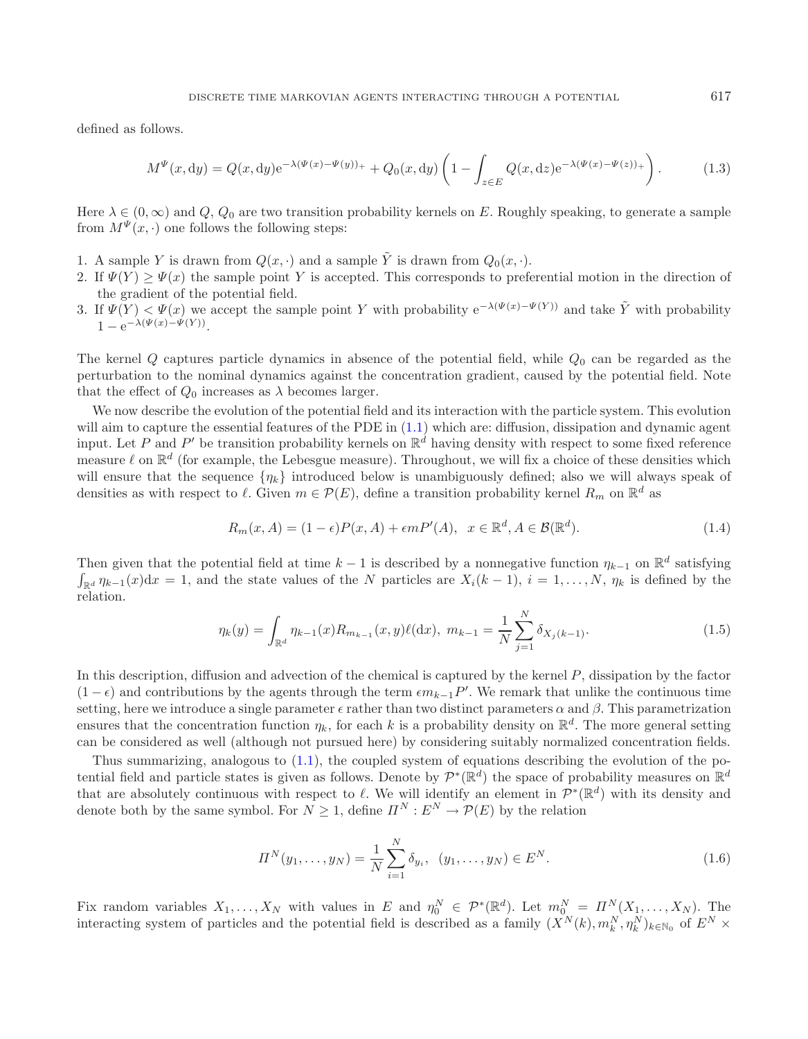defined as follows.

$$M^{\Psi}(x,\mathrm{d}y) = Q(x,\mathrm{d}y)\mathrm{e}^{-\lambda(\Psi(x)-\Psi(y))_+} + Q_0(x,\mathrm{d}y)\left(1 - \int_{z\in E} Q(x,\mathrm{d}z)\mathrm{e}^{-\lambda(\Psi(x)-\Psi(z))_+}\right). \tag{1.3}$$

Here $\lambda \in (0,\infty)$ and $Q$, $Q_0$ are two transition probability kernels on $E$. Roughly speaking, to generate a sample from $M^{\Psi}(x,\cdot)$ one follows the following steps:

1. A sample $Y$ is drawn from $Q(x,\cdot)$ and a sample $\tilde{Y}$ is drawn from $Q_0(x,\cdot)$.
2. If $\Psi(Y) \geq \Psi(x)$ the sample point $Y$ is accepted. This corresponds to preferential motion in the direction of the gradient of the potential field.
3. If $\Psi(Y) < \Psi(x)$ we accept the sample point $Y$ with probability $\mathrm{e}^{-\lambda(\Psi(x)-\Psi(Y))}$ and take $\tilde{Y}$ with probability $1 - \mathrm{e}^{-\lambda(\Psi(x)-\Psi(Y))}$.

The kernel $Q$ captures particle dynamics in absence of the potential field, while $Q_0$ can be regarded as the perturbation to the nominal dynamics against the concentration gradient, caused by the potential field. Note that the effect of $Q_0$ increases as $\lambda$ becomes larger.

We now describe the evolution of the potential field and its interaction with the particle system. This evolution will aim to capture the essential features of the PDE in (1.1) which are: diffusion, dissipation and dynamic agent input. Let $P$ and $P'$ be transition probability kernels on $\mathbb{R}^d$ having density with respect to some fixed reference measure $\ell$ on $\mathbb{R}^d$ (for example, the Lebesgue measure). Throughout, we will fix a choice of these densities which will ensure that the sequence $\{\eta_k\}$ introduced below is unambiguously defined; also we will always speak of densities as with respect to $\ell$. Given $m \in \mathcal{P}(E)$, define a transition probability kernel $R_m$ on $\mathbb{R}^d$ as

$$R_m(x,A) = (1-\epsilon)P(x,A) + \epsilon m P'(A), \ \ x \in \mathbb{R}^d, A \in \mathcal{B}(\mathbb{R}^d). \tag{1.4}$$

Then given that the potential field at time $k-1$ is described by a nonnegative function $\eta_{k-1}$ on $\mathbb{R}^d$ satisfying $\int_{\mathbb{R}^d} \eta_{k-1}(x)\mathrm{d}x = 1$, and the state values of the $N$ particles are $X_i(k-1)$, $i = 1,\ldots,N$, $\eta_k$ is defined by the relation.

$$\eta_k(y) = \int_{\mathbb{R}^d} \eta_{k-1}(x) R_{m_{k-1}}(x,y)\ell(\mathrm{d}x), \ m_{k-1} = \frac{1}{N}\sum_{j=1}^{N} \delta_{X_j(k-1)}. \tag{1.5}$$

In this description, diffusion and advection of the chemical is captured by the kernel $P$, dissipation by the factor $(1-\epsilon)$ and contributions by the agents through the term $\epsilon m_{k-1} P'$. We remark that unlike the continuous time setting, here we introduce a single parameter $\epsilon$ rather than two distinct parameters $\alpha$ and $\beta$. This parametrization ensures that the concentration function $\eta_k$, for each $k$ is a probability density on $\mathbb{R}^d$. The more general setting can be considered as well (although not pursued here) by considering suitably normalized concentration fields.

Thus summarizing, analogous to (1.1), the coupled system of equations describing the evolution of the potential field and particle states is given as follows. Denote by $\mathcal{P}^*(\mathbb{R}^d)$ the space of probability measures on $\mathbb{R}^d$ that are absolutely continuous with respect to $\ell$. We will identify an element in $\mathcal{P}^*(\mathbb{R}^d)$ with its density and denote both by the same symbol. For $N \geq 1$, define $\Pi^N : E^N \to \mathcal{P}(E)$ by the relation

$$\Pi^N(y_1,\ldots,y_N) = \frac{1}{N}\sum_{i=1}^{N} \delta_{y_i}, \ \ (y_1,\ldots,y_N) \in E^N. \tag{1.6}$$

Fix random variables $X_1,\ldots,X_N$ with values in $E$ and $\eta_0^N \in \mathcal{P}^*(\mathbb{R}^d)$. Let $m_0^N = \Pi^N(X_1,\ldots,X_N)$. The interacting system of particles and the potential field is described as a family $(X^N(k), m_k^N, \eta_k^N)_{k\in\mathbb{N}_0}$ of $E^N \times$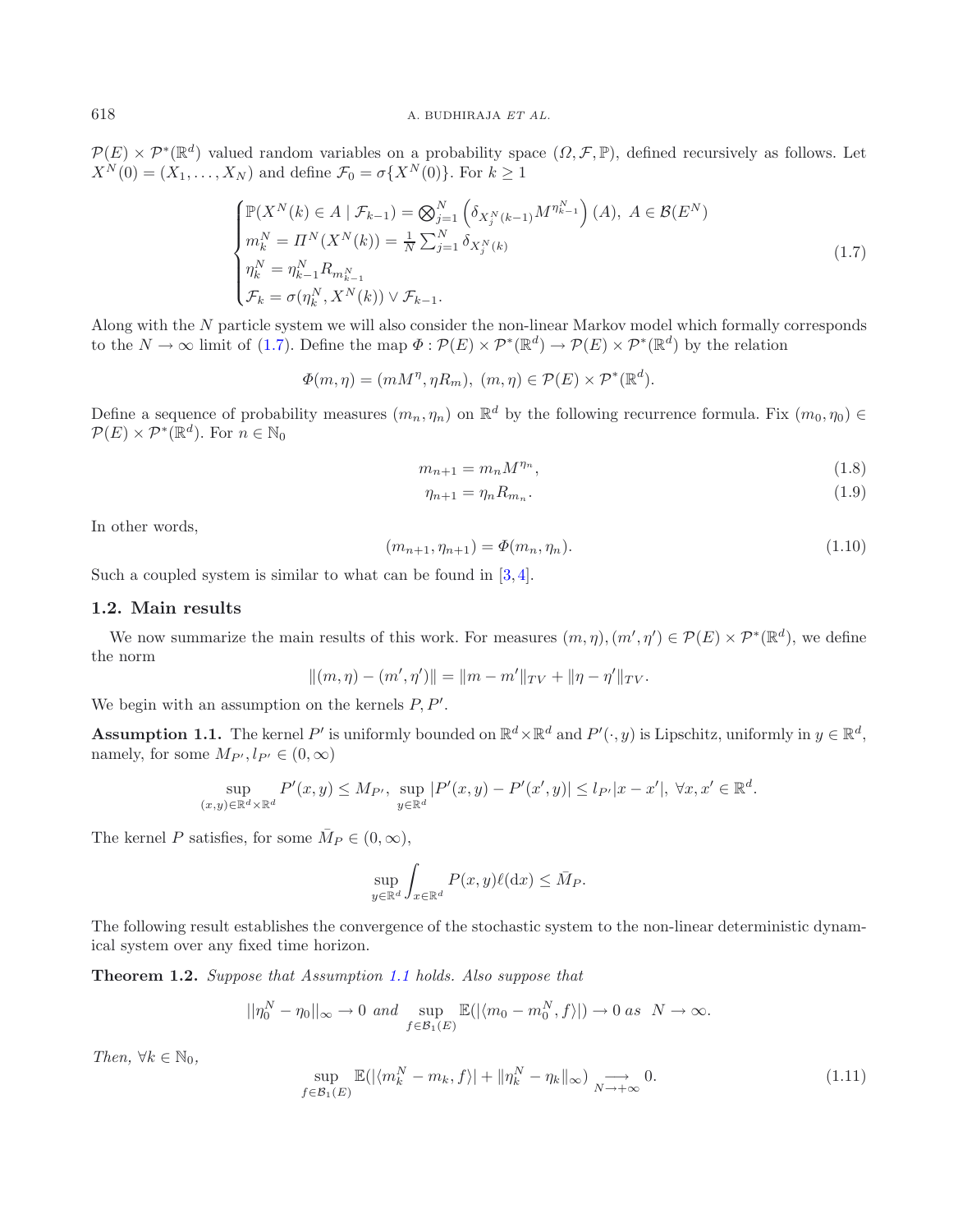$\mathcal{P}(E) \times \mathcal{P}^*(\mathbb{R}^d)$ valued random variables on a probability space $(\Omega, \mathcal{F}, \mathbb{P})$, defined recursively as follows. Let $X^N(0) = (X_1, \dots, X_N)$ and define $\mathcal{F}_0 = \sigma\{X^N(0)\}$. For $k \geq 1$

$$
\begin{cases}
\mathbb{P}(X^N(k) \in A \mid \mathcal{F}_{k-1}) = \bigotimes_{j=1}^N \left(\delta_{X_j^N(k-1)} M^{\eta_{k-1}^N}\right)(A), \; A \in \mathcal{B}(E^N) \\
m_k^N = \Pi^N(X^N(k)) = \frac{1}{N}\sum_{j=1}^N \delta_{X_j^N(k)} \\
\eta_k^N = \eta_{k-1}^N R_{m_{k-1}^N} \\
\mathcal{F}_k = \sigma(\eta_k^N, X^N(k)) \vee \mathcal{F}_{k-1}.
\end{cases}
\tag{1.7}
$$

Along with the $N$ particle system we will also consider the non-linear Markov model which formally corresponds to the $N \to \infty$ limit of (1.7). Define the map $\Phi : \mathcal{P}(E) \times \mathcal{P}^*(\mathbb{R}^d) \to \mathcal{P}(E) \times \mathcal{P}^*(\mathbb{R}^d)$ by the relation

$$
\Phi(m, \eta) = (mM^\eta, \eta R_m), \; (m, \eta) \in \mathcal{P}(E) \times \mathcal{P}^*(\mathbb{R}^d).
$$

Define a sequence of probability measures $(m_n, \eta_n)$ on $\mathbb{R}^d$ by the following recurrence formula. Fix $(m_0, \eta_0) \in \mathcal{P}(E) \times \mathcal{P}^*(\mathbb{R}^d)$. For $n \in \mathbb{N}_0$

$$
m_{n+1} = m_n M^{\eta_n}, \tag{1.8}
$$

$$
\eta_{n+1} = \eta_n R_{m_n}. \tag{1.9}
$$

In other words,

$$
(m_{n+1}, \eta_{n+1}) = \Phi(m_n, \eta_n). \tag{1.10}
$$

Such a coupled system is similar to what can be found in [3, 4].

### 1.2. Main results

We now summarize the main results of this work. For measures $(m, \eta), (m', \eta') \in \mathcal{P}(E) \times \mathcal{P}^*(\mathbb{R}^d)$, we define the norm

$$
\|(m, \eta) - (m', \eta')\| = \|m - m'\|_{TV} + \|\eta - \eta'\|_{TV}.
$$

We begin with an assumption on the kernels $P, P'$.

**Assumption 1.1.** The kernel $P'$ is uniformly bounded on $\mathbb{R}^d \times \mathbb{R}^d$ and $P'(\cdot, y)$ is Lipschitz, uniformly in $y \in \mathbb{R}^d$, namely, for some $M_{P'}, l_{P'} \in (0, \infty)$

$$
\sup_{(x,y) \in \mathbb{R}^d \times \mathbb{R}^d} P'(x, y) \leq M_{P'}, \; \sup_{y \in \mathbb{R}^d} |P'(x, y) - P'(x', y)| \leq l_{P'}|x - x'|, \; \forall x, x' \in \mathbb{R}^d.
$$

The kernel $P$ satisfies, for some $\bar{M}_P \in (0, \infty)$,

$$
\sup_{y \in \mathbb{R}^d} \int_{x \in \mathbb{R}^d} P(x, y) \ell(\mathrm{d}x) \leq \bar{M}_P.
$$

The following result establishes the convergence of the stochastic system to the non-linear deterministic dynamical system over any fixed time horizon.

**Theorem 1.2.** *Suppose that Assumption 1.1 holds. Also suppose that*

$$
||\eta_0^N - \eta_0||_\infty \to 0 \text{ and } \sup_{f \in \mathcal{B}_1(E)} \mathbb{E}(|\langle m_0 - m_0^N, f \rangle|) \to 0 \text{ as } N \to \infty.
$$

*Then,* $\forall k \in \mathbb{N}_0$,

$$
\sup_{f \in \mathcal{B}_1(E)} \mathbb{E}(|\langle m_k^N - m_k, f \rangle| + \|\eta_k^N - \eta_k\|_\infty) \underset{N \to +\infty}{\longrightarrow} 0. \tag{1.11}
$$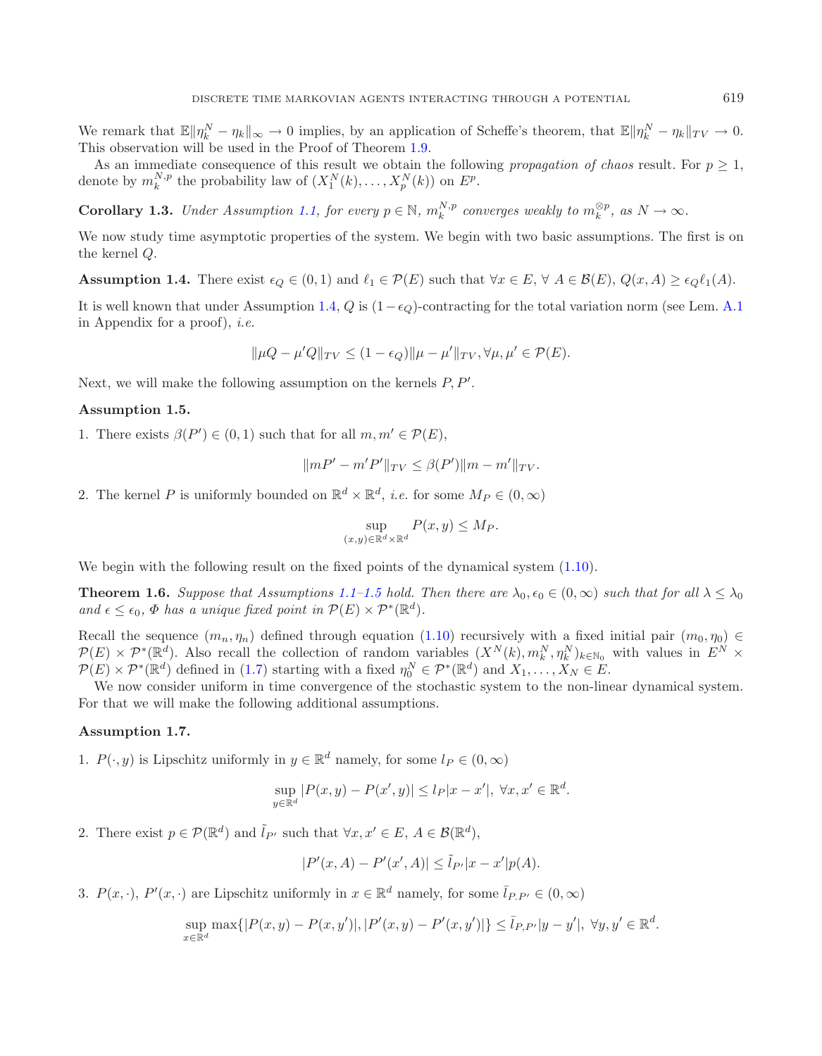We remark that $\mathbb{E}\|\eta_k^N - \eta_k\|_\infty \to 0$ implies, by an application of Scheffe's theorem, that $\mathbb{E}\|\eta_k^N - \eta_k\|_{TV} \to 0$. This observation will be used in the Proof of Theorem 1.9.

As an immediate consequence of this result we obtain the following *propagation of chaos* result. For $p \geq 1$, denote by $m_k^{N,p}$ the probability law of $(X_1^N(k), \ldots, X_p^N(k))$ on $E^p$.

**Corollary 1.3.** *Under Assumption 1.1, for every $p \in \mathbb{N}$, $m_k^{N,p}$ converges weakly to $m_k^{\otimes p}$, as $N \to \infty$.*

We now study time asymptotic properties of the system. We begin with two basic assumptions. The first is on the kernel $Q$.

**Assumption 1.4.** There exist $\epsilon_Q \in (0,1)$ and $\ell_1 \in \mathcal{P}(E)$ such that $\forall x \in E$, $\forall\, A \in \mathcal{B}(E)$, $Q(x, A) \geq \epsilon_Q \ell_1(A)$.

It is well known that under Assumption 1.4, $Q$ is $(1 - \epsilon_Q)$-contracting for the total variation norm (see Lem. A.1 in Appendix for a proof), *i.e.*

$$\|\mu Q - \mu' Q\|_{TV} \leq (1 - \epsilon_Q)\|\mu - \mu'\|_{TV}, \forall \mu, \mu' \in \mathcal{P}(E).$$

Next, we will make the following assumption on the kernels $P, P'$.

**Assumption 1.5.**

1. There exists $\beta(P') \in (0,1)$ such that for all $m, m' \in \mathcal{P}(E)$,

$$\|mP' - m'P'\|_{TV} \leq \beta(P')\|m - m'\|_{TV}.$$

2. The kernel $P$ is uniformly bounded on $\mathbb{R}^d \times \mathbb{R}^d$, *i.e.* for some $M_P \in (0, \infty)$

$$\sup_{(x,y) \in \mathbb{R}^d \times \mathbb{R}^d} P(x, y) \leq M_P.$$

We begin with the following result on the fixed points of the dynamical system (1.10).

**Theorem 1.6.** *Suppose that Assumptions 1.1–1.5 hold. Then there are $\lambda_0, \epsilon_0 \in (0, \infty)$ such that for all $\lambda \leq \lambda_0$ and $\epsilon \leq \epsilon_0$, $\Phi$ has a unique fixed point in $\mathcal{P}(E) \times \mathcal{P}^*(\mathbb{R}^d)$.*

Recall the sequence $(m_n, \eta_n)$ defined through equation (1.10) recursively with a fixed initial pair $(m_0, \eta_0) \in \mathcal{P}(E) \times \mathcal{P}^*(\mathbb{R}^d)$. Also recall the collection of random variables $(X^N(k), m_k^N, \eta_k^N)_{k \in \mathbb{N}_0}$ with values in $E^N \times \mathcal{P}(E) \times \mathcal{P}^*(\mathbb{R}^d)$ defined in (1.7) starting with a fixed $\eta_0^N \in \mathcal{P}^*(\mathbb{R}^d)$ and $X_1, \ldots, X_N \in E$.

We now consider uniform in time convergence of the stochastic system to the non-linear dynamical system. For that we will make the following additional assumptions.

**Assumption 1.7.**

1. $P(\cdot, y)$ is Lipschitz uniformly in $y \in \mathbb{R}^d$ namely, for some $l_P \in (0, \infty)$

$$\sup_{y \in \mathbb{R}^d} |P(x, y) - P(x', y)| \leq l_P |x - x'|,\ \forall x, x' \in \mathbb{R}^d.$$

2. There exist $p \in \mathcal{P}(\mathbb{R}^d)$ and $\tilde{l}_{P'}$ such that $\forall x, x' \in E$, $A \in \mathcal{B}(\mathbb{R}^d)$,

$$|P'(x, A) - P'(x', A)| \leq \tilde{l}_{P'}|x - x'| p(A).$$

3. $P(x, \cdot)$, $P'(x, \cdot)$ are Lipschitz uniformly in $x \in \mathbb{R}^d$ namely, for some $\bar{l}_{P,P'} \in (0, \infty)$

$$\sup_{x \in \mathbb{R}^d} \max\{|P(x, y) - P(x, y')|, |P'(x, y) - P'(x, y')|\} \leq \bar{l}_{P,P'}|y - y'|,\ \forall y, y' \in \mathbb{R}^d.$$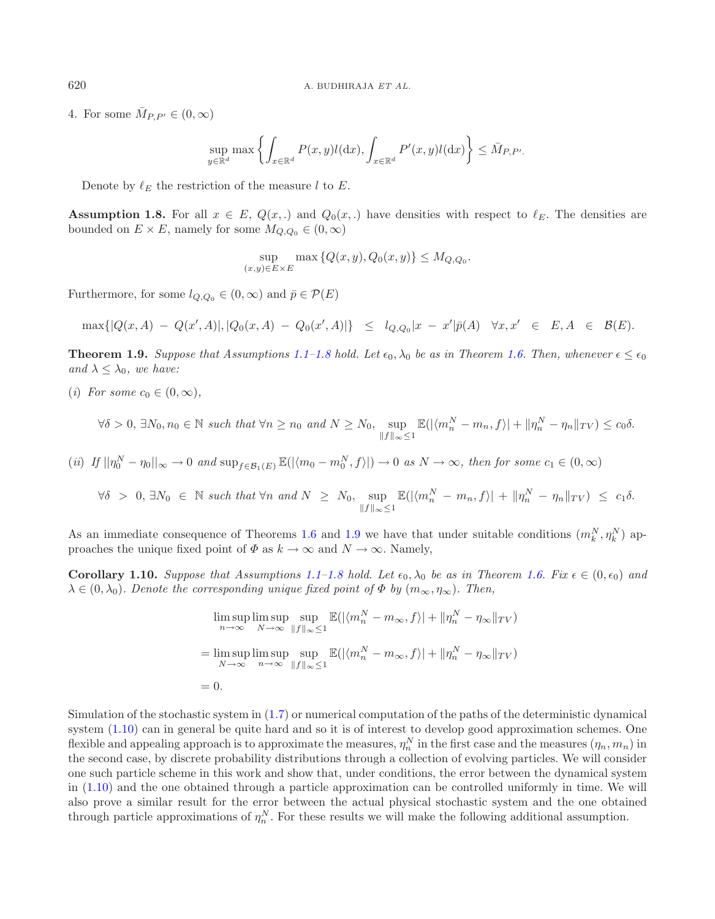4. For some $\bar{M}_{P,P'} \in (0, \infty)$

$$\sup_{y \in \mathbb{R}^d} \max \left\{ \int_{x \in \mathbb{R}^d} P(x,y) l(\mathrm{d}x), \int_{x \in \mathbb{R}^d} P'(x,y) l(\mathrm{d}x) \right\} \leq \bar{M}_{P,P'}.$$

Denote by $\ell_E$ the restriction of the measure $l$ to $E$.

**Assumption 1.8.** For all $x \in E$, $Q(x,.)$ and $Q_0(x,.)$ have densities with respect to $\ell_E$. The densities are bounded on $E \times E$, namely for some $M_{Q,Q_0} \in (0, \infty)$

$$\sup_{(x,y) \in E \times E} \max \{Q(x,y), Q_0(x,y)\} \leq M_{Q,Q_0}.$$

Furthermore, for some $l_{Q,Q_0} \in (0, \infty)$ and $\bar{p} \in \mathcal{P}(E)$

$$\max\{|Q(x,A) - Q(x',A)|, |Q_0(x,A) - Q_0(x',A)|\} \leq l_{Q,Q_0}|x - x'|\bar{p}(A) \quad \forall x, x' \in E, A \in \mathcal{B}(E).$$

**Theorem 1.9.** *Suppose that Assumptions 1.1–1.8 hold. Let $\epsilon_0, \lambda_0$ be as in Theorem 1.6. Then, whenever $\epsilon \leq \epsilon_0$ and $\lambda \leq \lambda_0$, we have:*

(*i*) *For some $c_0 \in (0, \infty)$,*

$$\forall \delta > 0, \exists N_0, n_0 \in \mathbb{N} \text{ such that } \forall n \geq n_0 \text{ and } N \geq N_0, \sup_{\|f\|_\infty \leq 1} \mathbb{E}(|\langle m_n^N - m_n, f \rangle| + \|\eta_n^N - \eta_n\|_{TV}) \leq c_0 \delta.$$

(*ii*) *If $\|\eta_0^N - \eta_0\|_\infty \to 0$ and $\sup_{f \in \mathcal{B}_1(E)} \mathbb{E}(|\langle m_0 - m_0^N, f \rangle|) \to 0$ as $N \to \infty$, then for some $c_1 \in (0, \infty)$*

$$\forall \delta > 0, \exists N_0 \in \mathbb{N} \text{ such that } \forall n \text{ and } N \geq N_0, \sup_{\|f\|_\infty \leq 1} \mathbb{E}(|\langle m_n^N - m_n, f \rangle| + \|\eta_n^N - \eta_n\|_{TV}) \leq c_1 \delta.$$

As an immediate consequence of Theorems 1.6 and 1.9 we have that under suitable conditions $(m_k^N, \eta_k^N)$ approaches the unique fixed point of $\Phi$ as $k \to \infty$ and $N \to \infty$. Namely,

**Corollary 1.10.** *Suppose that Assumptions 1.1–1.8 hold. Let $\epsilon_0, \lambda_0$ be as in Theorem 1.6. Fix $\epsilon \in (0, \epsilon_0)$ and $\lambda \in (0, \lambda_0)$. Denote the corresponding unique fixed point of $\Phi$ by $(m_\infty, \eta_\infty)$. Then,*

$$\begin{aligned}
&\limsup_{n \to \infty} \limsup_{N \to \infty} \sup_{\|f\|_\infty \leq 1} \mathbb{E}(|\langle m_n^N - m_\infty, f \rangle| + \|\eta_n^N - \eta_\infty\|_{TV}) \\
&= \limsup_{N \to \infty} \limsup_{n \to \infty} \sup_{\|f\|_\infty \leq 1} \mathbb{E}(|\langle m_n^N - m_\infty, f \rangle| + \|\eta_n^N - \eta_\infty\|_{TV}) \\
&= 0.
\end{aligned}$$

Simulation of the stochastic system in (1.7) or numerical computation of the paths of the deterministic dynamical system (1.10) can in general be quite hard and so it is of interest to develop good approximation schemes. One flexible and appealing approach is to approximate the measures, $\eta_n^N$ in the first case and the measures $(\eta_n, m_n)$ in the second case, by discrete probability distributions through a collection of evolving particles. We will consider one such particle scheme in this work and show that, under conditions, the error between the dynamical system in (1.10) and the one obtained through a particle approximation can be controlled uniformly in time. We will also prove a similar result for the error between the actual physical stochastic system and the one obtained through particle approximations of $\eta_n^N$. For these results we will make the following additional assumption.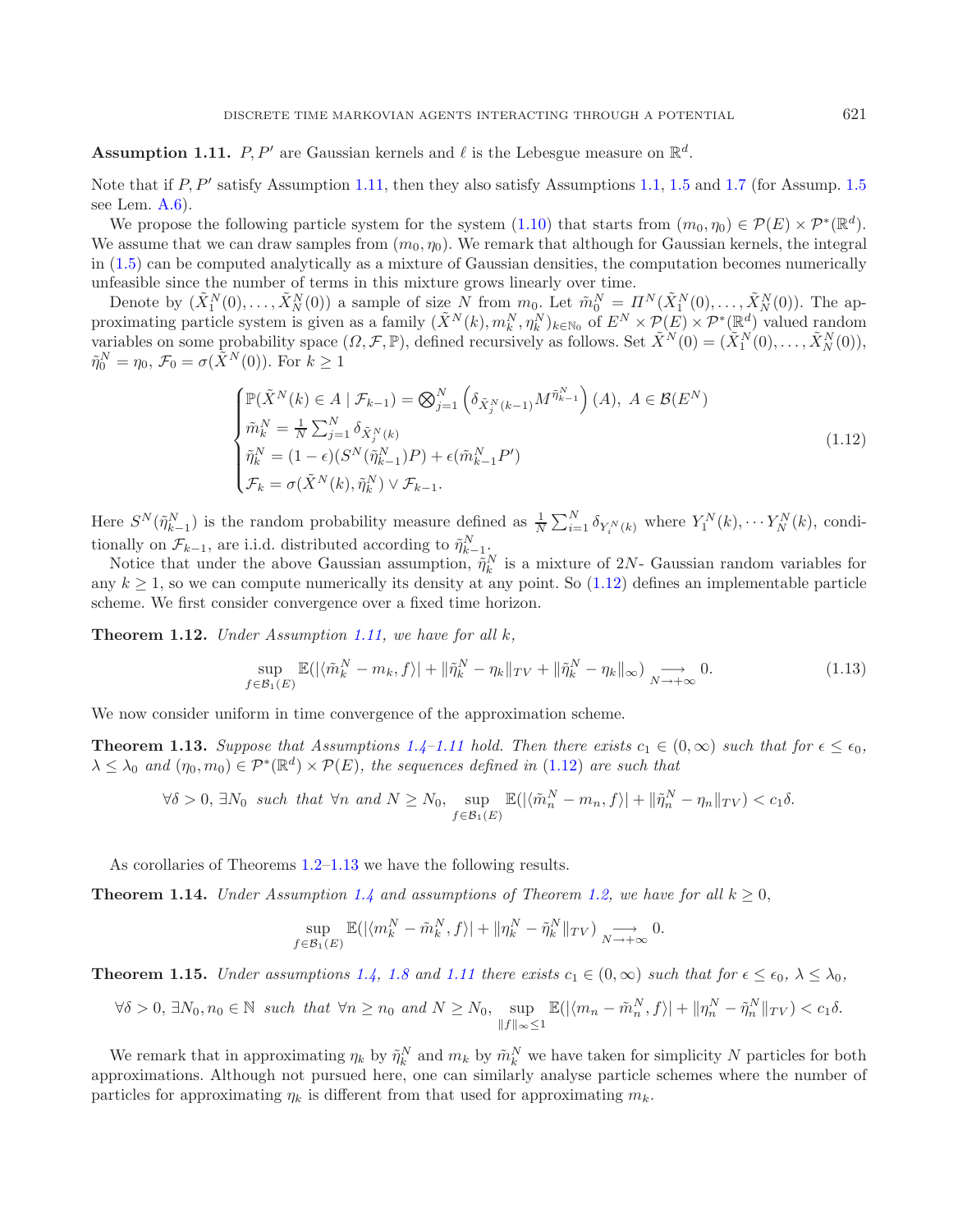**Assumption 1.11.** *$P, P'$ are Gaussian kernels and $\ell$ is the Lebesgue measure on $\mathbb{R}^d$.*

Note that if $P, P'$ satisfy Assumption 1.11, then they also satisfy Assumptions 1.1, 1.5 and 1.7 (for Assump. 1.5 see Lem. A.6).

We propose the following particle system for the system (1.10) that starts from $(m_0, \eta_0) \in \mathcal{P}(E) \times \mathcal{P}^*(\mathbb{R}^d)$. We assume that we can draw samples from $(m_0, \eta_0)$. We remark that although for Gaussian kernels, the integral in (1.5) can be computed analytically as a mixture of Gaussian densities, the computation becomes numerically unfeasible since the number of terms in this mixture grows linearly over time.

Denote by $(\tilde{X}_1^N(0), \ldots, \tilde{X}_N^N(0))$ a sample of size $N$ from $m_0$. Let $\tilde{m}_0^N = \Pi^N(\tilde{X}_1^N(0), \ldots, \tilde{X}_N^N(0))$. The approximating particle system is given as a family $(\tilde{X}^N(k), m_k^N, \eta_k^N)_{k \in \mathbb{N}_0}$ of $E^N \times \mathcal{P}(E) \times \mathcal{P}^*(\mathbb{R}^d)$ valued random variables on some probability space $(\Omega, \mathcal{F}, \mathbb{P})$, defined recursively as follows. Set $\tilde{X}^N(0) = (\tilde{X}_1^N(0), \ldots, \tilde{X}_N^N(0))$, $\tilde{\eta}_0^N = \eta_0$, $\mathcal{F}_0 = \sigma(\tilde{X}^N(0))$. For $k \geq 1$

$$
\begin{cases}
\mathbb{P}(\tilde{X}^N(k) \in A \mid \mathcal{F}_{k-1}) = \bigotimes_{j=1}^N \left(\delta_{\tilde{X}_j^N(k-1)} M^{\tilde{\eta}_{k-1}^N}\right)(A), \; A \in \mathcal{B}(E^N) \\
\tilde{m}_k^N = \frac{1}{N} \sum_{j=1}^N \delta_{\tilde{X}_j^N(k)} \\
\tilde{\eta}_k^N = (1-\epsilon)(S^N(\tilde{\eta}_{k-1}^N)P) + \epsilon(\tilde{m}_{k-1}^N P') \\
\mathcal{F}_k = \sigma(\tilde{X}^N(k), \tilde{\eta}_k^N) \vee \mathcal{F}_{k-1}.
\end{cases}
\tag{1.12}
$$

Here $S^N(\tilde{\eta}_{k-1}^N)$ is the random probability measure defined as $\frac{1}{N}\sum_{i=1}^N \delta_{Y_i^N(k)}$ where $Y_1^N(k), \cdots Y_N^N(k)$, conditionally on $\mathcal{F}_{k-1}$, are i.i.d. distributed according to $\tilde{\eta}_{k-1}^N$.

Notice that under the above Gaussian assumption, $\tilde{\eta}_k^N$ is a mixture of $2N$- Gaussian random variables for any $k \geq 1$, so we can compute numerically its density at any point. So (1.12) defines an implementable particle scheme. We first consider convergence over a fixed time horizon.

**Theorem 1.12.** *Under Assumption 1.11, we have for all $k$,*

$$
\sup_{f \in \mathcal{B}_1(E)} \mathbb{E}(|\langle \tilde{m}_k^N - m_k, f\rangle| + \|\tilde{\eta}_k^N - \eta_k\|_{TV} + \|\tilde{\eta}_k^N - \eta_k\|_\infty) \underset{N \to +\infty}{\longrightarrow} 0. \tag{1.13}
$$

We now consider uniform in time convergence of the approximation scheme.

**Theorem 1.13.** *Suppose that Assumptions 1.4–1.11 hold. Then there exists $c_1 \in (0, \infty)$ such that for $\epsilon \leq \epsilon_0$, $\lambda \leq \lambda_0$ and $(\eta_0, m_0) \in \mathcal{P}^*(\mathbb{R}^d) \times \mathcal{P}(E)$, the sequences defined in (1.12) are such that*

$$
\forall \delta > 0, \; \exists N_0 \;\text{ such that }\; \forall n \text{ and } N \geq N_0, \; \sup_{f \in \mathcal{B}_1(E)} \mathbb{E}(|\langle \tilde{m}_n^N - m_n, f\rangle| + \|\tilde{\eta}_n^N - \eta_n\|_{TV}) < c_1 \delta.
$$

As corollaries of Theorems 1.2–1.13 we have the following results.

**Theorem 1.14.** *Under Assumption 1.4 and assumptions of Theorem 1.2, we have for all $k \geq 0$,*

$$
\sup_{f \in \mathcal{B}_1(E)} \mathbb{E}(|\langle m_k^N - \tilde{m}_k^N, f\rangle| + \|\eta_k^N - \tilde{\eta}_k^N\|_{TV}) \underset{N \to +\infty}{\longrightarrow} 0.
$$

**Theorem 1.15.** *Under assumptions 1.4, 1.8 and 1.11 there exists $c_1 \in (0, \infty)$ such that for $\epsilon \leq \epsilon_0$, $\lambda \leq \lambda_0$,*

$$
\forall \delta > 0, \; \exists N_0, n_0 \in \mathbb{N} \;\text{ such that }\; \forall n \geq n_0 \text{ and } N \geq N_0, \; \sup_{\|f\|_\infty \leq 1} \mathbb{E}(|\langle m_n - \tilde{m}_n^N, f\rangle| + \|\eta_n^N - \tilde{\eta}_n^N\|_{TV}) < c_1 \delta.
$$

We remark that in approximating $\eta_k$ by $\tilde{\eta}_k^N$ and $m_k$ by $\tilde{m}_k^N$ we have taken for simplicity $N$ particles for both approximations. Although not pursued here, one can similarly analyse particle schemes where the number of particles for approximating $\eta_k$ is different from that used for approximating $m_k$.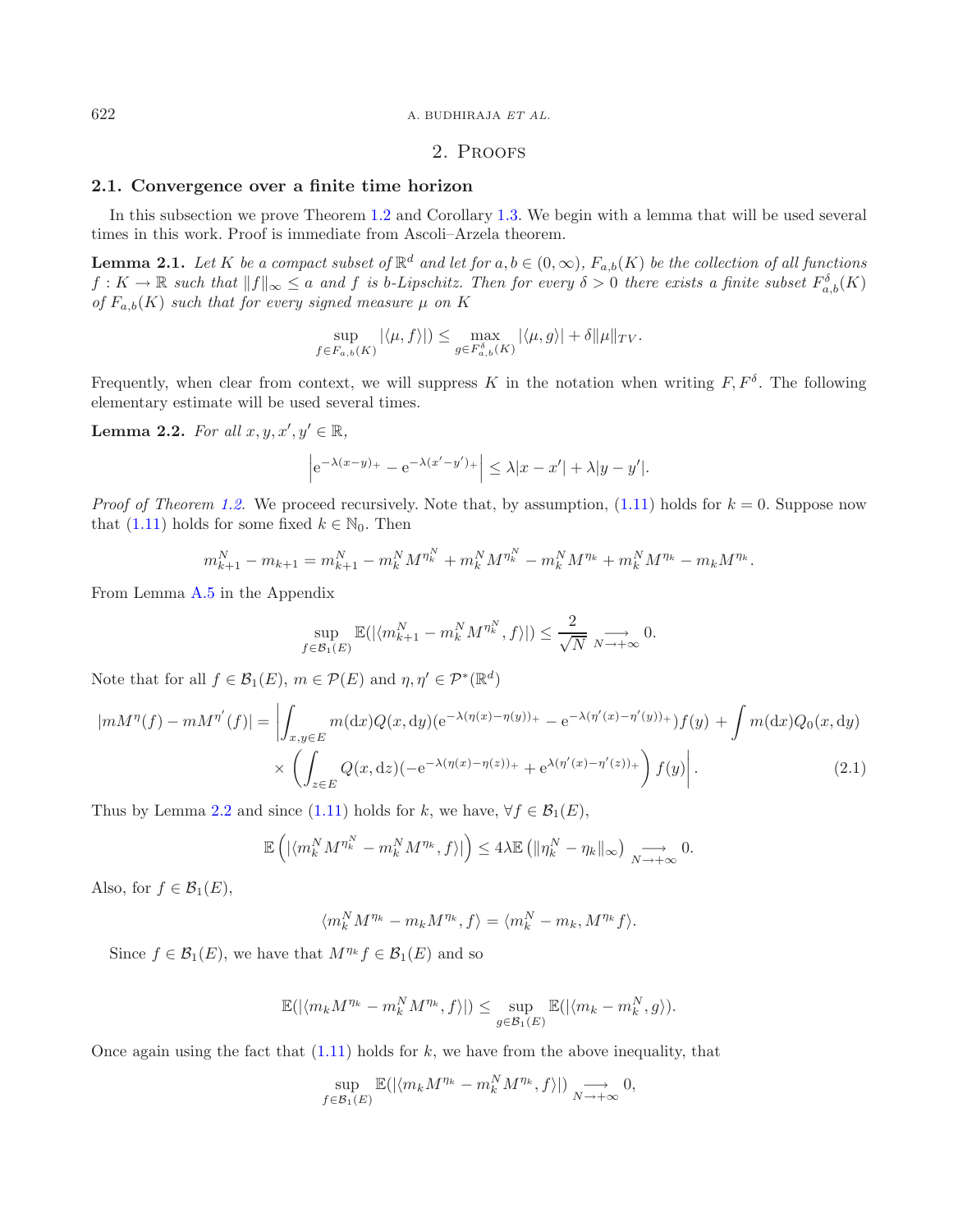## 2. Proofs

### 2.1. Convergence over a finite time horizon

In this subsection we prove Theorem 1.2 and Corollary 1.3. We begin with a lemma that will be used several times in this work. Proof is immediate from Ascoli–Arzela theorem.

**Lemma 2.1.** *Let $K$ be a compact subset of $\mathbb{R}^d$ and let for $a, b \in (0, \infty)$, $F_{a,b}(K)$ be the collection of all functions $f : K \to \mathbb{R}$ such that $\|f\|_\infty \le a$ and $f$ is $b$-Lipschitz. Then for every $\delta > 0$ there exists a finite subset $F^\delta_{a,b}(K)$ of $F_{a,b}(K)$ such that for every signed measure $\mu$ on $K$*

$$\sup_{f \in F_{a,b}(K)} |\langle \mu, f \rangle|) \le \max_{g \in F^\delta_{a,b}(K)} |\langle \mu, g \rangle| + \delta \|\mu\|_{TV}.$$

Frequently, when clear from context, we will suppress $K$ in the notation when writing $F, F^\delta$. The following elementary estimate will be used several times.

**Lemma 2.2.** *For all $x, y, x', y' \in \mathbb{R}$,*

$$\left| \mathrm{e}^{-\lambda(x-y)_+} - \mathrm{e}^{-\lambda(x'-y')_+} \right| \le \lambda |x - x'| + \lambda |y - y'|.$$

*Proof of Theorem 1.2.* We proceed recursively. Note that, by assumption, (1.11) holds for $k = 0$. Suppose now that (1.11) holds for some fixed $k \in \mathbb{N}_0$. Then

$$m^N_{k+1} - m_{k+1} = m^N_{k+1} - m^N_k M^{\eta^N_k} + m^N_k M^{\eta^N_k} - m^N_k M^{\eta_k} + m^N_k M^{\eta_k} - m_k M^{\eta_k}.$$

From Lemma A.5 in the Appendix

$$\sup_{f \in \mathcal{B}_1(E)} \mathbb{E}(|\langle m^N_{k+1} - m^N_k M^{\eta^N_k}, f \rangle|) \le \frac{2}{\sqrt{N}} \underset{N \to +\infty}{\longrightarrow} 0.$$

Note that for all $f \in \mathcal{B}_1(E)$, $m \in \mathcal{P}(E)$ and $\eta, \eta' \in \mathcal{P}^*(\mathbb{R}^d)$

$$\begin{aligned} |m M^\eta(f) - m M^{\eta'}(f)| = \bigg| &\int_{x,y \in E} m(\mathrm{d}x) Q(x, \mathrm{d}y) (\mathrm{e}^{-\lambda(\eta(x) - \eta(y))_+} - \mathrm{e}^{-\lambda(\eta'(x) - \eta'(y))_+}) f(y) + \int m(\mathrm{d}x) Q_0(x, \mathrm{d}y) \\ &\times \left( \int_{z \in E} Q(x, \mathrm{d}z) (-\mathrm{e}^{-\lambda(\eta(x) - \eta(z))_+} + \mathrm{e}^{\lambda(\eta'(x) - \eta'(z))_+} \right) f(y) \bigg|. \end{aligned} \tag{2.1}$$

Thus by Lemma 2.2 and since (1.11) holds for $k$, we have, $\forall f \in \mathcal{B}_1(E)$,

$$\mathbb{E}\left( |\langle m^N_k M^{\eta^N_k} - m^N_k M^{\eta_k}, f \rangle| \right) \le 4\lambda \mathbb{E}\left( \|\eta^N_k - \eta_k\|_\infty \right) \underset{N \to +\infty}{\longrightarrow} 0.$$

Also, for $f \in \mathcal{B}_1(E)$,

$$\langle m^N_k M^{\eta_k} - m_k M^{\eta_k}, f \rangle = \langle m^N_k - m_k, M^{\eta_k} f \rangle.$$

Since $f \in \mathcal{B}_1(E)$, we have that $M^{\eta_k} f \in \mathcal{B}_1(E)$ and so

$$\mathbb{E}(|\langle m_k M^{\eta_k} - m^N_k M^{\eta_k}, f \rangle|) \le \sup_{g \in \mathcal{B}_1(E)} \mathbb{E}(|\langle m_k - m^N_k, g \rangle).$$

Once again using the fact that (1.11) holds for $k$, we have from the above inequality, that

$$\sup_{f \in \mathcal{B}_1(E)} \mathbb{E}(|\langle m_k M^{\eta_k} - m^N_k M^{\eta_k}, f \rangle|) \underset{N \to +\infty}{\longrightarrow} 0,$$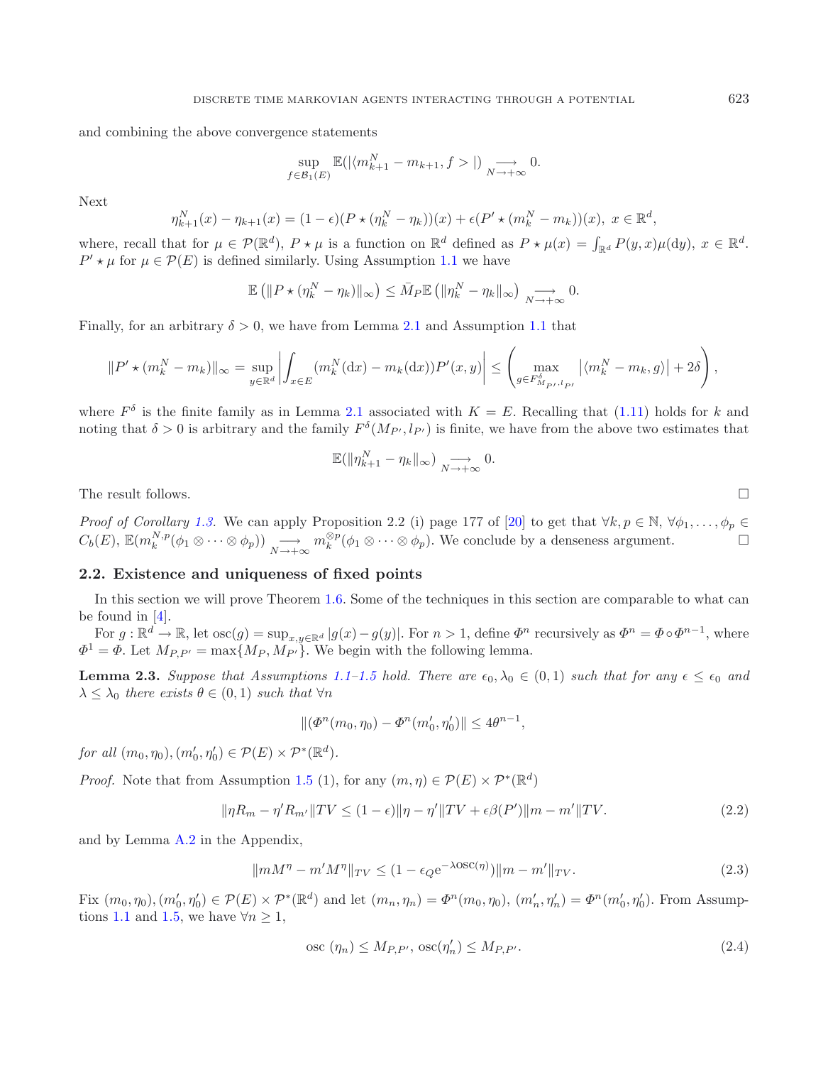and combining the above convergence statements

$$\sup_{f \in \mathcal{B}_1(E)} \mathbb{E}(|\langle m_{k+1}^N - m_{k+1}, f > |) \underset{N\to+\infty}{\longrightarrow} 0.$$

Next

$$\eta_{k+1}^N(x) - \eta_{k+1}(x) = (1-\epsilon)(P \star (\eta_k^N - \eta_k))(x) + \epsilon(P' \star (m_k^N - m_k))(x),\ x \in \mathbb{R}^d,$$

where, recall that for $\mu \in \mathcal{P}(\mathbb{R}^d)$, $P \star \mu$ is a function on $\mathbb{R}^d$ defined as $P \star \mu(x) = \int_{\mathbb{R}^d} P(y,x)\mu(\mathrm{d}y)$, $x \in \mathbb{R}^d$. $P' \star \mu$ for $\mu \in \mathcal{P}(E)$ is defined similarly. Using Assumption 1.1 we have

$$\mathbb{E}\left(\|P \star (\eta_k^N - \eta_k)\|_\infty\right) \leq \bar{M}_P \mathbb{E}\left(\|\eta_k^N - \eta_k\|_\infty\right) \underset{N\to+\infty}{\longrightarrow} 0.$$

Finally, for an arbitrary $\delta > 0$, we have from Lemma 2.1 and Assumption 1.1 that

$$\|P' \star (m_k^N - m_k)\|_\infty = \sup_{y\in\mathbb{R}^d}\left|\int_{x\in E}(m_k^N(\mathrm{d}x) - m_k(\mathrm{d}x))P'(x,y)\right| \leq \left(\max_{g\in F^\delta_{M_{P'},l_{P'}}}\left|\langle m_k^N - m_k, g\rangle\right| + 2\delta\right),$$

where $F^\delta$ is the finite family as in Lemma 2.1 associated with $K = E$. Recalling that (1.11) holds for $k$ and noting that $\delta > 0$ is arbitrary and the family $F^\delta(M_{P'}, l_{P'})$ is finite, we have from the above two estimates that

$$\mathbb{E}(\|\eta_{k+1}^N - \eta_k\|_\infty) \underset{N\to+\infty}{\longrightarrow} 0.$$

The result follows. □

*Proof of Corollary 1.3.* We can apply Proposition 2.2 (i) page 177 of [20] to get that $\forall k, p \in \mathbb{N}$, $\forall \phi_1, \ldots, \phi_p \in C_b(E)$, $\mathbb{E}(m_k^{N,p}(\phi_1 \otimes \cdots \otimes \phi_p)) \underset{N\to+\infty}{\longrightarrow} m_k^{\otimes p}(\phi_1 \otimes \cdots \otimes \phi_p)$. We conclude by a denseness argument. □

## 2.2. Existence and uniqueness of fixed points

In this section we will prove Theorem 1.6. Some of the techniques in this section are comparable to what can be found in [4].

For $g : \mathbb{R}^d \to \mathbb{R}$, let $\mathrm{osc}(g) = \sup_{x,y\in\mathbb{R}^d}|g(x) - g(y)|$. For $n > 1$, define $\Phi^n$ recursively as $\Phi^n = \Phi \circ \Phi^{n-1}$, where $\Phi^1 = \Phi$. Let $M_{P,P'} = \max\{M_P, M_{P'}\}$. We begin with the following lemma.

**Lemma 2.3.** *Suppose that Assumptions 1.1–1.5 hold. There are $\epsilon_0, \lambda_0 \in (0,1)$ such that for any $\epsilon \leq \epsilon_0$ and $\lambda \leq \lambda_0$ there exists $\theta \in (0,1)$ such that $\forall n$*

$$\|(\Phi^n(m_0,\eta_0) - \Phi^n(m_0',\eta_0')\| \leq 4\theta^{n-1},$$

*for all $(m_0,\eta_0), (m_0',\eta_0') \in \mathcal{P}(E) \times \mathcal{P}^*(\mathbb{R}^d)$.*

*Proof.* Note that from Assumption 1.5 (1), for any $(m,\eta) \in \mathcal{P}(E) \times \mathcal{P}^*(\mathbb{R}^d)$

$$\|\eta R_m - \eta' R_{m'}\|TV \leq (1-\epsilon)\|\eta - \eta'\|TV + \epsilon\beta(P')\|m - m'\|TV. \tag{2.2}$$

and by Lemma A.2 in the Appendix,

$$\|mM^\eta - m'M^\eta\|_{TV} \leq (1 - \epsilon_Q \mathrm{e}^{-\lambda \mathrm{osc}(\eta)})\|m - m'\|_{TV}. \tag{2.3}$$

Fix $(m_0,\eta_0), (m_0',\eta_0') \in \mathcal{P}(E) \times \mathcal{P}^*(\mathbb{R}^d)$ and let $(m_n,\eta_n) = \Phi^n(m_0,\eta_0)$, $(m_n',\eta_n') = \Phi^n(m_0',\eta_0')$. From Assumptions 1.1 and 1.5, we have $\forall n \geq 1$,

$$\mathrm{osc}\ (\eta_n) \leq M_{P,P'},\ \mathrm{osc}(\eta_n') \leq M_{P,P'}. \tag{2.4}$$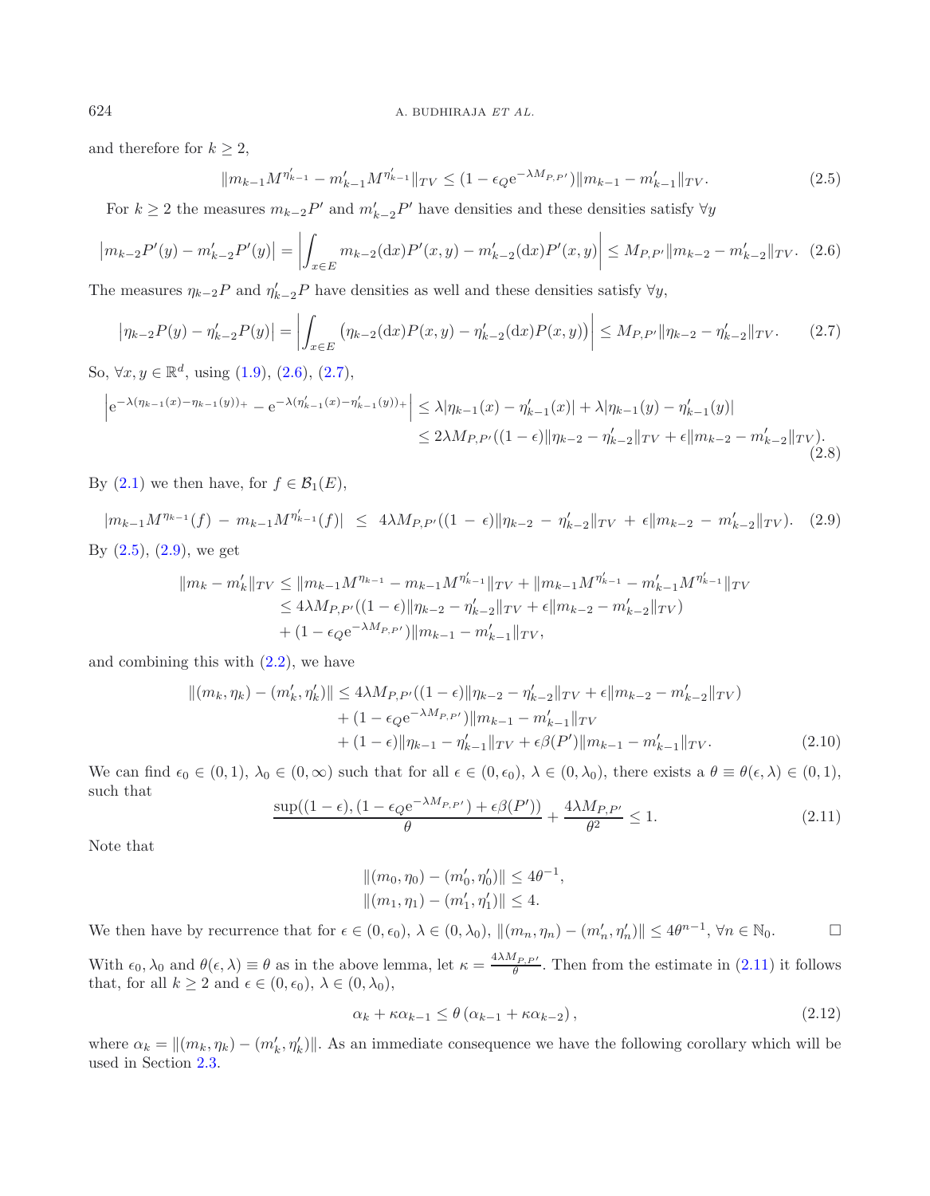and therefore for $k \geq 2$,

$$\|m_{k-1}M^{\eta'_{k-1}} - m'_{k-1}M^{\eta'_{k-1}}\|_{TV} \leq (1 - \epsilon_Q \mathrm{e}^{-\lambda M_{P,P'}})\|m_{k-1} - m'_{k-1}\|_{TV}. \tag{2.5}$$

For $k \geq 2$ the measures $m_{k-2}P'$ and $m'_{k-2}P'$ have densities and these densities satisfy $\forall y$

$$\left|m_{k-2}P'(y) - m'_{k-2}P'(y)\right| = \left|\int_{x\in E} m_{k-2}(\mathrm{d}x)P'(x,y) - m'_{k-2}(\mathrm{d}x)P'(x,y)\right| \leq M_{P,P'}\|m_{k-2} - m'_{k-2}\|_{TV}. \tag{2.6}$$

The measures $\eta_{k-2}P$ and $\eta'_{k-2}P$ have densities as well and these densities satisfy $\forall y$,

$$\left|\eta_{k-2}P(y) - \eta'_{k-2}P(y)\right| = \left|\int_{x\in E} \left(\eta_{k-2}(\mathrm{d}x)P(x,y) - \eta'_{k-2}(\mathrm{d}x)P(x,y)\right)\right| \leq M_{P,P'}\|\eta_{k-2} - \eta'_{k-2}\|_{TV}. \tag{2.7}$$

So, $\forall x, y \in \mathbb{R}^d$, using (1.9), (2.6), (2.7),

$$\begin{aligned}\left|\mathrm{e}^{-\lambda(\eta_{k-1}(x)-\eta_{k-1}(y))_+} - \mathrm{e}^{-\lambda(\eta'_{k-1}(x)-\eta'_{k-1}(y))_+}\right| &\leq \lambda|\eta_{k-1}(x) - \eta'_{k-1}(x)| + \lambda|\eta_{k-1}(y) - \eta'_{k-1}(y)| \\ &\leq 2\lambda M_{P,P'}((1-\epsilon)\|\eta_{k-2} - \eta'_{k-2}\|_{TV} + \epsilon\|m_{k-2} - m'_{k-2}\|_{TV}).\end{aligned} \tag{2.8}$$

By (2.1) we then have, for $f \in \mathcal{B}_1(E)$,

$$|m_{k-1}M^{\eta_{k-1}}(f) - m_{k-1}M^{\eta'_{k-1}}(f)| \leq 4\lambda M_{P,P'}((1-\epsilon)\|\eta_{k-2} - \eta'_{k-2}\|_{TV} + \epsilon\|m_{k-2} - m'_{k-2}\|_{TV}). \tag{2.9}$$

By (2.5), (2.9), we get

$$\begin{aligned}\|m_k - m'_k\|_{TV} &\leq \|m_{k-1}M^{\eta_{k-1}} - m_{k-1}M^{\eta'_{k-1}}\|_{TV} + \|m_{k-1}M^{\eta'_{k-1}} - m'_{k-1}M^{\eta'_{k-1}}\|_{TV} \\ &\leq 4\lambda M_{P,P'}((1-\epsilon)\|\eta_{k-2} - \eta'_{k-2}\|_{TV} + \epsilon\|m_{k-2} - m'_{k-2}\|_{TV}) \\ &\quad + (1 - \epsilon_Q \mathrm{e}^{-\lambda M_{P,P'}})\|m_{k-1} - m'_{k-1}\|_{TV},\end{aligned}$$

and combining this with (2.2), we have

$$\begin{aligned}\|(m_k, \eta_k) - (m'_k, \eta'_k)\| &\leq 4\lambda M_{P,P'}((1-\epsilon)\|\eta_{k-2} - \eta'_{k-2}\|_{TV} + \epsilon\|m_{k-2} - m'_{k-2}\|_{TV}) \\ &\quad + (1 - \epsilon_Q \mathrm{e}^{-\lambda M_{P,P'}})\|m_{k-1} - m'_{k-1}\|_{TV} \\ &\quad + (1-\epsilon)\|\eta_{k-1} - \eta'_{k-1}\|_{TV} + \epsilon\beta(P')\|m_{k-1} - m'_{k-1}\|_{TV}.\end{aligned} \tag{2.10}$$

We can find $\epsilon_0 \in (0,1)$, $\lambda_0 \in (0,\infty)$ such that for all $\epsilon \in (0,\epsilon_0)$, $\lambda \in (0,\lambda_0)$, there exists a $\theta \equiv \theta(\epsilon,\lambda) \in (0,1)$, such that

$$\frac{\sup((1-\epsilon), (1 - \epsilon_Q \mathrm{e}^{-\lambda M_{P,P'}}) + \epsilon\beta(P'))}{\theta} + \frac{4\lambda M_{P,P'}}{\theta^2} \leq 1. \tag{2.11}$$

Note that

$$\begin{aligned}\|(m_0, \eta_0) - (m'_0, \eta'_0)\| &\leq 4\theta^{-1}, \\ \|(m_1, \eta_1) - (m'_1, \eta'_1)\| &\leq 4.\end{aligned}$$

We then have by recurrence that for $\epsilon \in (0,\epsilon_0)$, $\lambda \in (0,\lambda_0)$, $\|(m_n, \eta_n) - (m'_n, \eta'_n)\| \leq 4\theta^{n-1}$, $\forall n \in \mathbb{N}_0$. □

With $\epsilon_0, \lambda_0$ and $\theta(\epsilon,\lambda) \equiv \theta$ as in the above lemma, let $\kappa = \frac{4\lambda M_{P,P'}}{\theta}$. Then from the estimate in (2.11) it follows that, for all $k \geq 2$ and $\epsilon \in (0,\epsilon_0)$, $\lambda \in (0,\lambda_0)$,

$$\alpha_k + \kappa\alpha_{k-1} \leq \theta\left(\alpha_{k-1} + \kappa\alpha_{k-2}\right), \tag{2.12}$$

where $\alpha_k = \|(m_k, \eta_k) - (m'_k, \eta'_k)\|$. As an immediate consequence we have the following corollary which will be used in Section 2.3.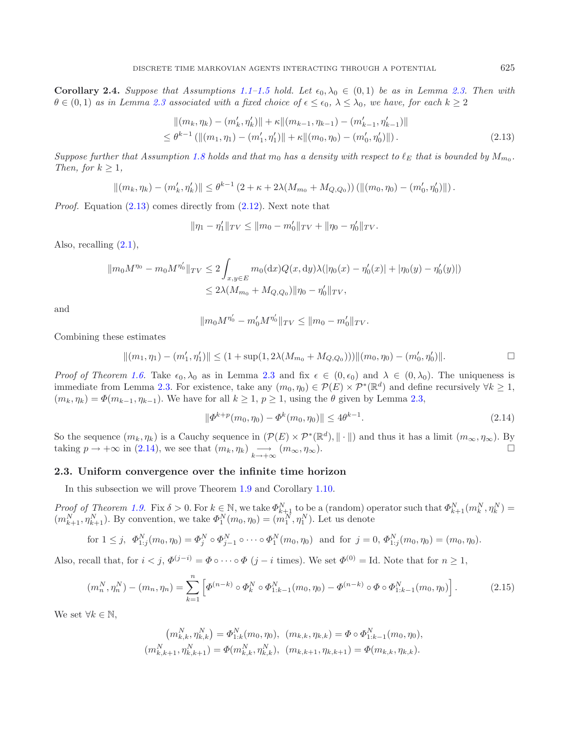**Corollary 2.4.** *Suppose that Assumptions 1.1–1.5 hold. Let $\epsilon_0, \lambda_0 \in (0,1)$ be as in Lemma 2.3. Then with $\theta \in (0,1)$ as in Lemma 2.3 associated with a fixed choice of $\epsilon \le \epsilon_0$, $\lambda \le \lambda_0$, we have, for each $k \ge 2$*

$$
\begin{aligned}
&\|(m_k, \eta_k) - (m'_k, \eta'_k)\| + \kappa \|(m_{k-1}, \eta_{k-1}) - (m'_{k-1}, \eta'_{k-1})\| \\
&\le \theta^{k-1} \left( \|(m_1, \eta_1) - (m'_1, \eta'_1)\| + \kappa \|(m_0, \eta_0) - (m'_0, \eta'_0)\| \right).
\end{aligned} \tag{2.13}
$$

*Suppose further that Assumption 1.8 holds and that $m_0$ has a density with respect to $\ell_E$ that is bounded by $M_{m_0}$. Then, for $k \ge 1$,*

$$
\|(m_k, \eta_k) - (m'_k, \eta'_k)\| \le \theta^{k-1} \left(2 + \kappa + 2\lambda (M_{m_0} + M_{Q,Q_0})\right) \left(\|(m_0, \eta_0) - (m'_0, \eta'_0)\|\right).
$$

*Proof.* Equation (2.13) comes directly from (2.12). Next note that

$$
\|\eta_1 - \eta'_1\|_{TV} \le \|m_0 - m'_0\|_{TV} + \|\eta_0 - \eta'_0\|_{TV}.
$$

Also, recalling (2.1),

$$
\begin{aligned}
\|m_0 M^{\eta_0} - m_0 M^{\eta'_0}\|_{TV} &\le 2 \int_{x,y \in E} m_0(\mathrm{d}x) Q(x, \mathrm{d}y) \lambda (|\eta_0(x) - \eta'_0(x)| + |\eta_0(y) - \eta'_0(y)|) \\
&\le 2\lambda (M_{m_0} + M_{Q,Q_0}) \|\eta_0 - \eta'_0\|_{TV},
\end{aligned}
$$

and

$$
\|m_0 M^{\eta'_0} - m'_0 M^{\eta'_0}\|_{TV} \le \|m_0 - m'_0\|_{TV}.
$$

Combining these estimates

$$
\|(m_1, \eta_1) - (m'_1, \eta'_1)\| \le (1 + \sup(1, 2\lambda (M_{m_0} + M_{Q,Q_0}))) \|(m_0, \eta_0) - (m'_0, \eta'_0)\|. \qquad \square
$$

*Proof of Theorem 1.6.* Take $\epsilon_0, \lambda_0$ as in Lemma 2.3 and fix $\epsilon \in (0, \epsilon_0)$ and $\lambda \in (0, \lambda_0)$. The uniqueness is immediate from Lemma 2.3. For existence, take any $(m_0, \eta_0) \in \mathcal{P}(E) \times \mathcal{P}^*(\mathbb{R}^d)$ and define recursively $\forall k \ge 1$, $(m_k, \eta_k) = \Phi(m_{k-1}, \eta_{k-1})$. We have for all $k \ge 1$, $p \ge 1$, using the $\theta$ given by Lemma 2.3,

$$
\|\Phi^{k+p}(m_0, \eta_0) - \Phi^k(m_0, \eta_0)\| \le 4\theta^{k-1}. \tag{2.14}
$$

So the sequence $(m_k, \eta_k)$ is a Cauchy sequence in $(\mathcal{P}(E) \times \mathcal{P}^*(\mathbb{R}^d), \|\cdot\|)$ and thus it has a limit $(m_\infty, \eta_\infty)$. By taking $p \to +\infty$ in (2.14), we see that $(m_k, \eta_k) \underset{k \to +\infty}{\longrightarrow} (m_\infty, \eta_\infty)$. $\square$

### 2.3. Uniform convergence over the infinite time horizon

In this subsection we will prove Theorem 1.9 and Corollary 1.10.

*Proof of Theorem 1.9.* Fix $\delta > 0$. For $k \in \mathbb{N}$, we take $\Phi^N_{k+1}$ to be a (random) operator such that $\Phi^N_{k+1}(m^N_k, \eta^N_k) = (m^N_{k+1}, \eta^N_{k+1})$. By convention, we take $\Phi^N_1(m_0, \eta_0) = (m^N_1, \eta^N_1)$. Let us denote

$$
\text{for } 1 \le j,\ \Phi^N_{1:j}(m_0, \eta_0) = \Phi^N_j \circ \Phi^N_{j-1} \circ \cdots \circ \Phi^N_1(m_0, \eta_0) \ \text{ and for } j = 0,\ \Phi^N_{1:j}(m_0, \eta_0) = (m_0, \eta_0).
$$

Also, recall that, for $i < j$, $\Phi^{(j-i)} = \Phi \circ \cdots \circ \Phi$ ($j - i$ times). We set $\Phi^{(0)} = \mathrm{Id}$. Note that for $n \ge 1$,

$$
(m^N_n, \eta^N_n) - (m_n, \eta_n) = \sum_{k=1}^{n} \left[ \Phi^{(n-k)} \circ \Phi^N_k \circ \Phi^N_{1:k-1}(m_0, \eta_0) - \Phi^{(n-k)} \circ \Phi \circ \Phi^N_{1:k-1}(m_0, \eta_0) \right]. \tag{2.15}
$$

We set $\forall k \in \mathbb{N}$,

$$
\begin{gathered}
\left(m^N_{k,k}, \eta^N_{k,k}\right) = \Phi^N_{1:k}(m_0, \eta_0),\ \ (m_{k,k}, \eta_{k,k}) = \Phi \circ \Phi^N_{1:k-1}(m_0, \eta_0), \\
(m^N_{k,k+1}, \eta^N_{k,k+1}) = \Phi(m^N_{k,k}, \eta^N_{k,k}),\ \ (m_{k,k+1}, \eta_{k,k+1}) = \Phi(m_{k,k}, \eta_{k,k}).
\end{gathered}
$$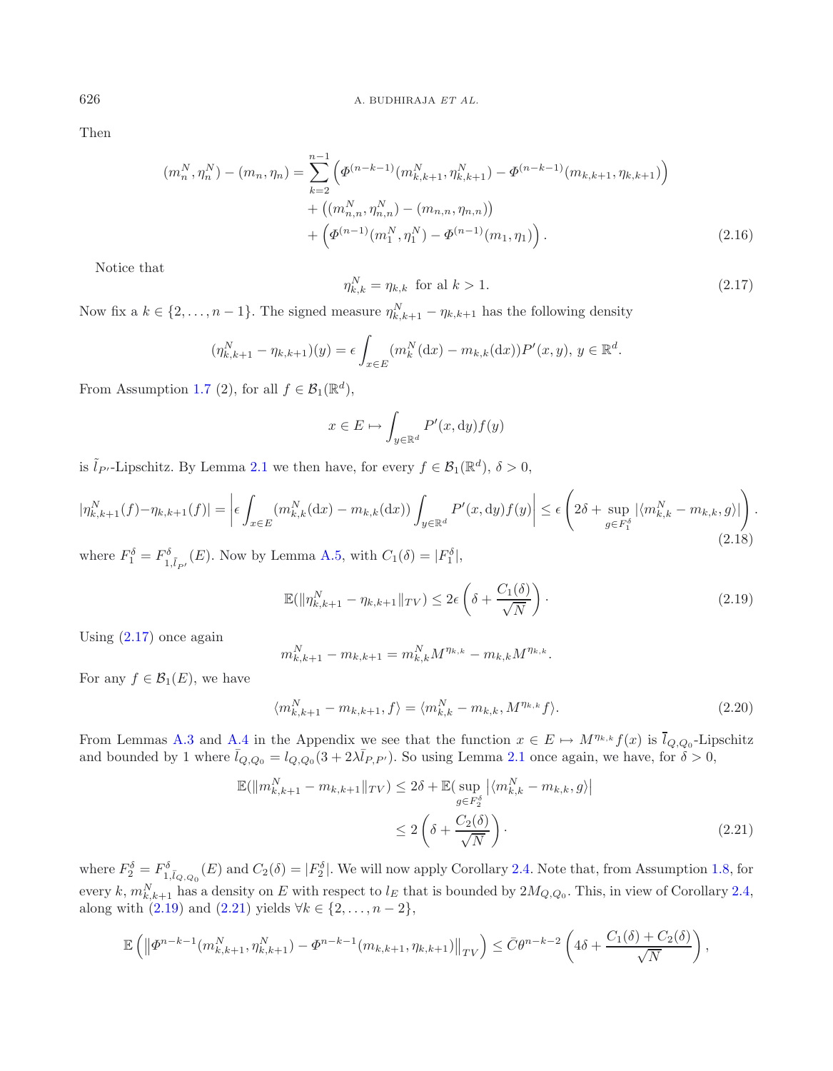Then

$$
\begin{aligned}
(m_n^N, \eta_n^N) - (m_n, \eta_n) = &\sum_{k=2}^{n-1} \left( \Phi^{(n-k-1)}(m_{k,k+1}^N, \eta_{k,k+1}^N) - \Phi^{(n-k-1)}(m_{k,k+1}, \eta_{k,k+1}) \right) \\
&+ \left( (m_{n,n}^N, \eta_{n,n}^N) - (m_{n,n}, \eta_{n,n}) \right) \\
&+ \left( \Phi^{(n-1)}(m_1^N, \eta_1^N) - \Phi^{(n-1)}(m_1, \eta_1) \right). \qquad (2.16)
\end{aligned}
$$

Notice that

$$
\eta_{k,k}^N = \eta_{k,k} \ \text{ for al } k > 1. \tag{2.17}
$$

Now fix a $k \in \{2, \ldots, n-1\}$. The signed measure $\eta_{k,k+1}^N - \eta_{k,k+1}$ has the following density

$$
(\eta_{k,k+1}^N - \eta_{k,k+1})(y) = \epsilon \int_{x \in E} (m_k^N(\mathrm{d}x) - m_{k,k}(\mathrm{d}x)) P'(x,y), \; y \in \mathbb{R}^d.
$$

From Assumption 1.7 (2), for all $f \in \mathcal{B}_1(\mathbb{R}^d)$,

$$
x \in E \mapsto \int_{y \in \mathbb{R}^d} P'(x, \mathrm{d}y) f(y)
$$

is $\tilde{l}_{P'}$-Lipschitz. By Lemma 2.1 we then have, for every $f \in \mathcal{B}_1(\mathbb{R}^d)$, $\delta > 0$,

$$
|\eta_{k,k+1}^N(f) - \eta_{k,k+1}(f)| = \left| \epsilon \int_{x \in E} (m_{k,k}^N(\mathrm{d}x) - m_{k,k}(\mathrm{d}x)) \int_{y \in \mathbb{R}^d} P'(x,\mathrm{d}y) f(y) \right| \le \epsilon \left( 2\delta + \sup_{g \in F_1^\delta} |\langle m_{k,k}^N - m_{k,k}, g \rangle| \right). \tag{2.18}
$$

where $F_1^\delta = F^\delta_{1,\tilde{l}_{P'}}(E)$. Now by Lemma A.5, with $C_1(\delta) = |F_1^\delta|$,

$$
\mathbb{E}(\|\eta_{k,k+1}^N - \eta_{k,k+1}\|_{TV}) \le 2\epsilon \left( \delta + \frac{C_1(\delta)}{\sqrt{N}} \right). \tag{2.19}
$$

Using (2.17) once again

$$
m_{k,k+1}^N - m_{k,k+1} = m_{k,k}^N M^{\eta_{k,k}} - m_{k,k} M^{\eta_{k,k}}.
$$

For any $f \in \mathcal{B}_1(E)$, we have

$$
\langle m_{k,k+1}^N - m_{k,k+1}, f \rangle = \langle m_{k,k}^N - m_{k,k}, M^{\eta_{k,k}} f \rangle. \tag{2.20}
$$

From Lemmas A.3 and A.4 in the Appendix we see that the function $x \in E \mapsto M^{\eta_{k,k}} f(x)$ is $\bar{l}_{Q,Q_0}$-Lipschitz and bounded by 1 where $\bar{l}_{Q,Q_0} = l_{Q,Q_0}(3 + 2\lambda \bar{l}_{P,P'})$. So using Lemma 2.1 once again, we have, for $\delta > 0$,

$$
\begin{aligned}
\mathbb{E}(\|m_{k,k+1}^N - m_{k,k+1}\|_{TV}) &\le 2\delta + \mathbb{E}(\sup_{g \in F_2^\delta} |\langle m_{k,k}^N - m_{k,k}, g \rangle| \\
&\le 2 \left( \delta + \frac{C_2(\delta)}{\sqrt{N}} \right). \qquad (2.21)
\end{aligned}
$$

where $F_2^\delta = F^\delta_{1,\bar{l}_{Q,Q_0}}(E)$ and $C_2(\delta) = |F_2^\delta|$. We will now apply Corollary 2.4. Note that, from Assumption 1.8, for every $k$, $m_{k,k+1}^N$ has a density on $E$ with respect to $l_E$ that is bounded by $2M_{Q,Q_0}$. This, in view of Corollary 2.4, along with (2.19) and (2.21) yields $\forall k \in \{2, \ldots, n-2\}$,

$$
\mathbb{E}\left( \left\| \Phi^{n-k-1}(m_{k,k+1}^N, \eta_{k,k+1}^N) - \Phi^{n-k-1}(m_{k,k+1}, \eta_{k,k+1}) \right\|_{TV} \right) \le \bar{C} \theta^{n-k-2} \left( 4\delta + \frac{C_1(\delta) + C_2(\delta)}{\sqrt{N}} \right),
$$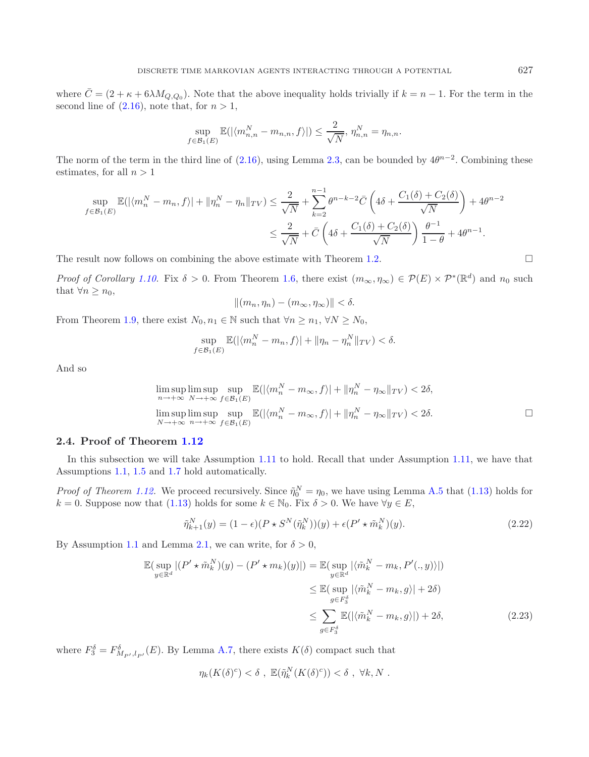where $\bar{C} = (2 + \kappa + 6\lambda M_{Q,Q_0})$. Note that the above inequality holds trivially if $k = n-1$. For the term in the second line of (2.16), note that, for $n > 1$,

$$\sup_{f \in \mathcal{B}_1(E)} \mathbb{E}(|\langle m^N_{n,n} - m_{n,n}, f\rangle|) \leq \frac{2}{\sqrt{N}},\ \eta^N_{n,n} = \eta_{n,n}.$$

The norm of the term in the third line of (2.16), using Lemma 2.3, can be bounded by $4\theta^{n-2}$. Combining these estimates, for all $n > 1$

$$\begin{aligned}
\sup_{f \in \mathcal{B}_1(E)} \mathbb{E}(|\langle m^N_n - m_n, f\rangle| + \|\eta^N_n - \eta_n\|_{TV}) &\leq \frac{2}{\sqrt{N}} + \sum_{k=2}^{n-1} \theta^{n-k-2} \bar{C}\left(4\delta + \frac{C_1(\delta) + C_2(\delta)}{\sqrt{N}}\right) + 4\theta^{n-2} \\
&\leq \frac{2}{\sqrt{N}} + \bar{C}\left(4\delta + \frac{C_1(\delta) + C_2(\delta)}{\sqrt{N}}\right)\frac{\theta^{-1}}{1-\theta} + 4\theta^{n-1}.
\end{aligned}$$

The result now follows on combining the above estimate with Theorem 1.2. □

*Proof of Corollary 1.10.* Fix $\delta > 0$. From Theorem 1.6, there exist $(m_\infty, \eta_\infty) \in \mathcal{P}(E) \times \mathcal{P}^*(\mathbb{R}^d)$ and $n_0$ such that $\forall n \geq n_0$,

$$\|(m_n, \eta_n) - (m_\infty, \eta_\infty)\| < \delta.$$

From Theorem 1.9, there exist $N_0, n_1 \in \mathbb{N}$ such that $\forall n \geq n_1$, $\forall N \geq N_0$,

$$\sup_{f \in \mathcal{B}_1(E)} \mathbb{E}(|\langle m^N_n - m_n, f\rangle| + \|\eta_n - \eta^N_n\|_{TV}) < \delta.$$

And so

$$\begin{aligned}
&\limsup_{n \to +\infty} \limsup_{N \to +\infty} \sup_{f \in \mathcal{B}_1(E)} \mathbb{E}(|\langle m^N_n - m_\infty, f\rangle| + \|\eta^N_n - \eta_\infty\|_{TV}) < 2\delta, \\
&\limsup_{N \to +\infty} \limsup_{n \to +\infty} \sup_{f \in \mathcal{B}_1(E)} \mathbb{E}(|\langle m^N_n - m_\infty, f\rangle| + \|\eta^N_n - \eta_\infty\|_{TV}) < 2\delta.
\end{aligned}$$

□

### 2.4. Proof of Theorem 1.12

In this subsection we will take Assumption 1.11 to hold. Recall that under Assumption 1.11, we have that Assumptions 1.1, 1.5 and 1.7 hold automatically.

*Proof of Theorem 1.12.* We proceed recursively. Since $\tilde{\eta}^N_0 = \eta_0$, we have using Lemma A.5 that (1.13) holds for $k = 0$. Suppose now that (1.13) holds for some $k \in \mathbb{N}_0$. Fix $\delta > 0$. We have $\forall y \in E$,

$$\tilde{\eta}^N_{k+1}(y) = (1-\epsilon)(P \star S^N(\tilde{\eta}^N_k))(y) + \epsilon(P' \star \tilde{m}^N_k)(y). \tag{2.22}$$

By Assumption 1.1 and Lemma 2.1, we can write, for $\delta > 0$,

$$\begin{aligned}
\mathbb{E}(\sup_{y \in \mathbb{R}^d} |(P' \star \tilde{m}^N_k)(y) - (P' \star m_k)(y)|) &= \mathbb{E}(\sup_{y \in \mathbb{R}^d} |\langle \tilde{m}^N_k - m_k, P'(.,y)\rangle|) \\
&\leq \mathbb{E}(\sup_{g \in F^\delta_3} |\langle \tilde{m}^N_k - m_k, g\rangle| + 2\delta) \\
&\leq \sum_{g \in F^\delta_3} \mathbb{E}(|\langle \tilde{m}^N_k - m_k, g\rangle|) + 2\delta,
\end{aligned} \tag{2.23}$$

where $F^\delta_3 = F^\delta_{M_{P'}, l_{P'}}(E)$. By Lemma A.7, there exists $K(\delta)$ compact such that

$$\eta_k(K(\delta)^c) < \delta\ ,\ \mathbb{E}(\tilde{\eta}^N_k(K(\delta)^c)) < \delta\ ,\ \forall k, N\ .$$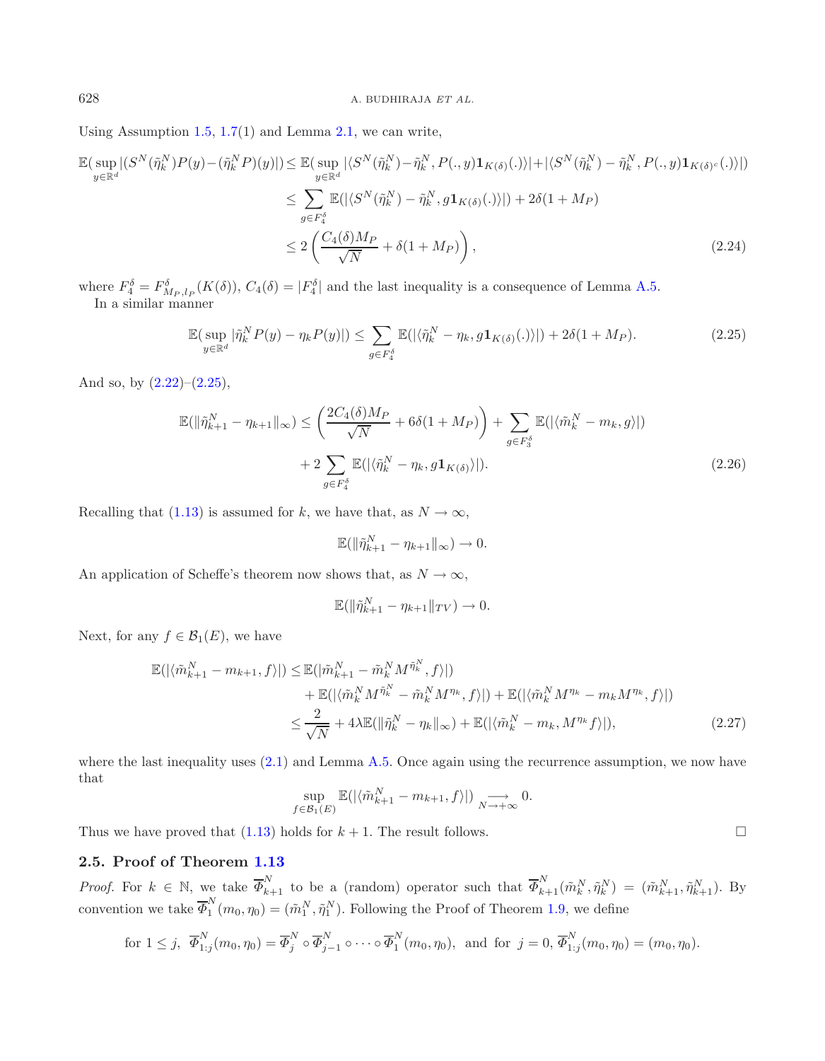Using Assumption 1.5, 1.7(1) and Lemma 2.1, we can write,

$$
\begin{aligned}
\mathbb{E}(\sup_{y\in\mathbb{R}^d}|(S^N(\tilde{\eta}_k^N)P(y) - (\tilde{\eta}_k^N P)(y)|) &\le \mathbb{E}(\sup_{y\in\mathbb{R}^d}|\langle S^N(\tilde{\eta}_k^N) - \tilde{\eta}_k^N, P(.,y)\mathbf{1}_{K(\delta)}(.)\rangle| + |\langle S^N(\tilde{\eta}_k^N) - \tilde{\eta}_k^N, P(.,y)\mathbf{1}_{K(\delta)^c}(.)\rangle|) \\
&\le \sum_{g\in F_4^\delta} \mathbb{E}(|\langle S^N(\tilde{\eta}_k^N) - \tilde{\eta}_k^N, g\mathbf{1}_{K(\delta)}(.)\rangle|) + 2\delta(1+M_P) \\
&\le 2\left(\frac{C_4(\delta)M_P}{\sqrt{N}} + \delta(1+M_P)\right),
\end{aligned} \tag{2.24}
$$

where $F_4^\delta = F_{M_P,l_P}^\delta(K(\delta))$, $C_4(\delta) = |F_4^\delta|$ and the last inequality is a consequence of Lemma A.5.

In a similar manner

$$
\mathbb{E}(\sup_{y\in\mathbb{R}^d}|\tilde{\eta}_k^N P(y) - \eta_k P(y)|) \le \sum_{g\in F_4^\delta}\mathbb{E}(|\langle\tilde{\eta}_k^N - \eta_k, g\mathbf{1}_{K(\delta)}(.)\rangle|) + 2\delta(1+M_P). \tag{2.25}
$$

And so, by (2.22)–(2.25),

$$
\begin{aligned}
\mathbb{E}(\|\tilde{\eta}_{k+1}^N - \eta_{k+1}\|_\infty) \le \left(\frac{2C_4(\delta)M_P}{\sqrt{N}} + 6\delta(1+M_P)\right) + \sum_{g\in F_3^\delta}\mathbb{E}(|\langle\tilde{m}_k^N - m_k, g\rangle|) \\
+ 2\sum_{g\in F_4^\delta}\mathbb{E}(|\langle\tilde{\eta}_k^N - \eta_k, g\mathbf{1}_{K(\delta)}\rangle|).
\end{aligned} \tag{2.26}
$$

Recalling that (1.13) is assumed for $k$, we have that, as $N\to\infty$,

$$
\mathbb{E}(\|\tilde{\eta}_{k+1}^N - \eta_{k+1}\|_\infty) \to 0.
$$

An application of Scheffe's theorem now shows that, as $N\to\infty$,

$$
\mathbb{E}(\|\tilde{\eta}_{k+1}^N - \eta_{k+1}\|_{TV}) \to 0.
$$

Next, for any $f\in\mathcal{B}_1(E)$, we have

$$
\begin{aligned}
\mathbb{E}(|\langle\tilde{m}_{k+1}^N - m_{k+1}, f\rangle|) &\le \mathbb{E}(|\tilde{m}_{k+1}^N - \tilde{m}_k^N M^{\tilde{\eta}_k^N}, f\rangle|) \\
&\quad + \mathbb{E}(|\langle\tilde{m}_k^N M^{\tilde{\eta}_k^N} - \tilde{m}_k^N M^{\eta_k}, f\rangle|) + \mathbb{E}(|\langle\tilde{m}_k^N M^{\eta_k} - m_k M^{\eta_k}, f\rangle|) \\
&\le \frac{2}{\sqrt{N}} + 4\lambda\mathbb{E}(\|\tilde{\eta}_k^N - \eta_k\|_\infty) + \mathbb{E}(|\langle\tilde{m}_k^N - m_k, M^{\eta_k}f\rangle|),
\end{aligned} \tag{2.27}
$$

where the last inequality uses (2.1) and Lemma A.5. Once again using the recurrence assumption, we now have that

$$
\sup_{f\in\mathcal{B}_1(E)}\mathbb{E}(|\langle\tilde{m}_{k+1}^N - m_{k+1}, f\rangle|) \underset{N\to+\infty}{\longrightarrow} 0.
$$

Thus we have proved that (1.13) holds for $k+1$. The result follows. $\square$

## 2.5. Proof of Theorem 1.13

*Proof.* For $k\in\mathbb{N}$, we take $\overline{\Phi}_{k+1}^N$ to be a (random) operator such that $\overline{\Phi}_{k+1}^N(\tilde{m}_k^N, \tilde{\eta}_k^N) = (\tilde{m}_{k+1}^N, \tilde{\eta}_{k+1}^N)$. By convention we take $\overline{\Phi}_1^N(m_0,\eta_0) = (\tilde{m}_1^N, \tilde{\eta}_1^N)$. Following the Proof of Theorem 1.9, we define

$$
\text{for } 1\le j,\ \overline{\Phi}_{1:j}^N(m_0,\eta_0) = \overline{\Phi}_j^N\circ\overline{\Phi}_{j-1}^N\circ\cdots\circ\overline{\Phi}_1^N(m_0,\eta_0),\ \text{ and for } j=0,\ \overline{\Phi}_{1:j}^N(m_0,\eta_0) = (m_0,\eta_0).
$$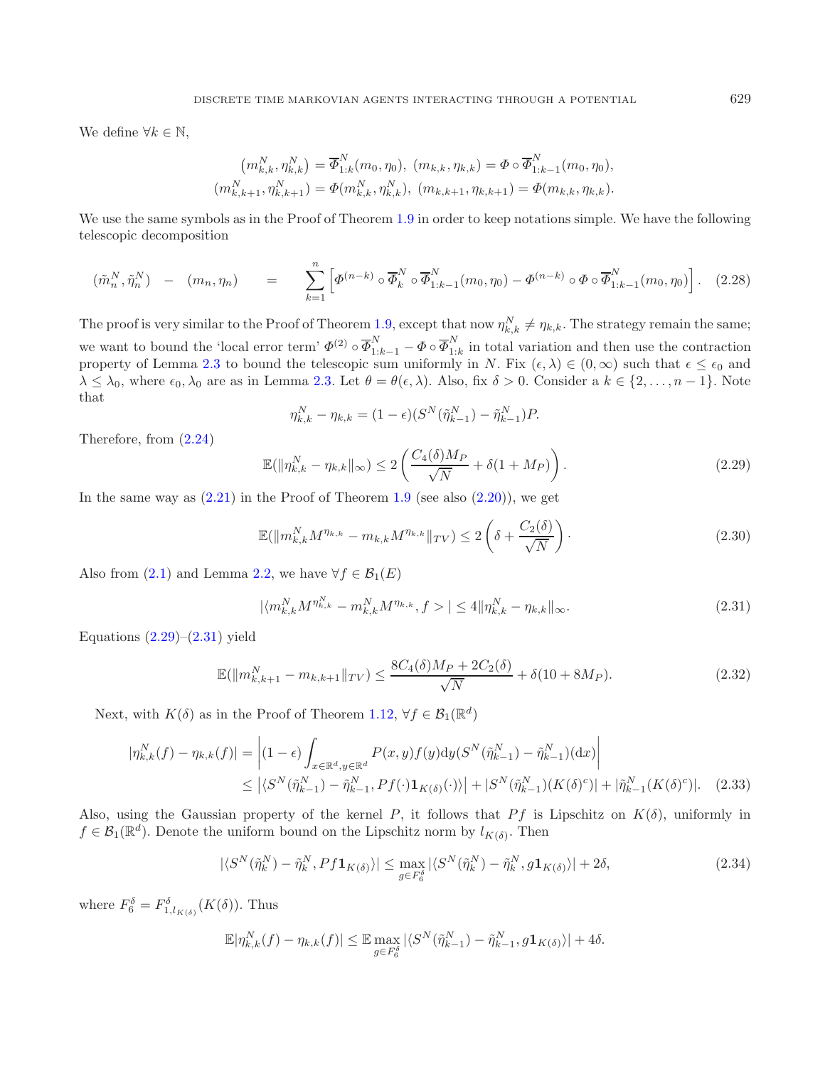We define $\forall k \in \mathbb{N}$,

$$
\begin{aligned}
\left(m_{k,k}^N, \eta_{k,k}^N\right) &= \overline{\Phi}_{1:k}^N(m_0, \eta_0),\ (m_{k,k}, \eta_{k,k}) = \Phi \circ \overline{\Phi}_{1:k-1}^N(m_0, \eta_0), \\
(m_{k,k+1}^N, \eta_{k,k+1}^N) &= \Phi(m_{k,k}^N, \eta_{k,k}^N),\ (m_{k,k+1}, \eta_{k,k+1}) = \Phi(m_{k,k}, \eta_{k,k}).
\end{aligned}
$$

We use the same symbols as in the Proof of Theorem 1.9 in order to keep notations simple. We have the following telescopic decomposition

$$
(\tilde{m}_n^N, \tilde{\eta}_n^N) \quad - \quad (m_n, \eta_n) \qquad = \qquad \sum_{k=1}^{n} \left[ \Phi^{(n-k)} \circ \overline{\Phi}_k^N \circ \overline{\Phi}_{1:k-1}^N(m_0, \eta_0) - \Phi^{(n-k)} \circ \Phi \circ \overline{\Phi}_{1:k-1}^N(m_0, \eta_0) \right]. \quad (2.28)
$$

The proof is very similar to the Proof of Theorem 1.9, except that now $\eta_{k,k}^N \neq \eta_{k,k}$. The strategy remain the same; we want to bound the 'local error term' $\Phi^{(2)} \circ \overline{\Phi}_{1:k-1}^N - \Phi \circ \overline{\Phi}_{1:k}^N$ in total variation and then use the contraction property of Lemma 2.3 to bound the telescopic sum uniformly in $N$. Fix $(\epsilon, \lambda) \in (0, \infty)$ such that $\epsilon \leq \epsilon_0$ and $\lambda \leq \lambda_0$, where $\epsilon_0, \lambda_0$ are as in Lemma 2.3. Let $\theta = \theta(\epsilon, \lambda)$. Also, fix $\delta > 0$. Consider a $k \in \{2, \ldots, n-1\}$. Note that

$$
\eta_{k,k}^N - \eta_{k,k} = (1-\epsilon)(S^N(\tilde{\eta}_{k-1}^N) - \tilde{\eta}_{k-1}^N)P.
$$

Therefore, from (2.24)

$$
\mathbb{E}(\|\eta_{k,k}^N - \eta_{k,k}\|_\infty) \leq 2\left(\frac{C_4(\delta) M_P}{\sqrt{N}} + \delta(1 + M_P)\right). \quad (2.29)
$$

In the same way as (2.21) in the Proof of Theorem 1.9 (see also (2.20)), we get

$$
\mathbb{E}(\|m_{k,k}^N M^{\eta_{k,k}} - m_{k,k} M^{\eta_{k,k}}\|_{TV}) \leq 2\left(\delta + \frac{C_2(\delta)}{\sqrt{N}}\right). \quad (2.30)
$$

Also from (2.1) and Lemma 2.2, we have $\forall f \in \mathcal{B}_1(E)$

$$
|\langle m_{k,k}^N M^{\eta_{k,k}^N} - m_{k,k}^N M^{\eta_{k,k}}, f > | \leq 4\|\eta_{k,k}^N - \eta_{k,k}\|_\infty. \quad (2.31)
$$

Equations (2.29)–(2.31) yield

$$
\mathbb{E}(\|m_{k,k+1}^N - m_{k,k+1}\|_{TV}) \leq \frac{8C_4(\delta)M_P + 2C_2(\delta)}{\sqrt{N}} + \delta(10 + 8M_P). \quad (2.32)
$$

Next, with $K(\delta)$ as in the Proof of Theorem 1.12, $\forall f \in \mathcal{B}_1(\mathbb{R}^d)$

$$
\begin{aligned}
|\eta_{k,k}^N(f) - \eta_{k,k}(f)| &= \left| (1-\epsilon) \int_{x \in \mathbb{R}^d, y \in \mathbb{R}^d} P(x,y) f(y) \mathrm{d}y (S^N(\tilde{\eta}_{k-1}^N) - \tilde{\eta}_{k-1}^N)(\mathrm{d}x) \right| \\
&\leq \left| \langle S^N(\tilde{\eta}_{k-1}^N) - \tilde{\eta}_{k-1}^N, Pf(\cdot)\mathbf{1}_{K(\delta)}(\cdot) \rangle \right| + |S^N(\tilde{\eta}_{k-1}^N)(K(\delta)^c)| + |\tilde{\eta}_{k-1}^N(K(\delta)^c)|. \quad (2.33)
\end{aligned}
$$

Also, using the Gaussian property of the kernel $P$, it follows that $Pf$ is Lipschitz on $K(\delta)$, uniformly in $f \in \mathcal{B}_1(\mathbb{R}^d)$. Denote the uniform bound on the Lipschitz norm by $l_{K(\delta)}$. Then

$$
|\langle S^N(\tilde{\eta}_k^N) - \tilde{\eta}_k^N, Pf\mathbf{1}_{K(\delta)} \rangle| \leq \max_{g \in F_6^\delta} |\langle S^N(\tilde{\eta}_k^N) - \tilde{\eta}_k^N, g\mathbf{1}_{K(\delta)} \rangle| + 2\delta, \quad (2.34)
$$

where $F_6^\delta = F_{1,l_{K(\delta)}}^\delta(K(\delta))$. Thus

$$
\mathbb{E}|\eta_{k,k}^N(f) - \eta_{k,k}(f)| \leq \mathbb{E} \max_{g \in F_6^\delta} |\langle S^N(\tilde{\eta}_{k-1}^N) - \tilde{\eta}_{k-1}^N, g\mathbf{1}_{K(\delta)} \rangle| + 4\delta.
$$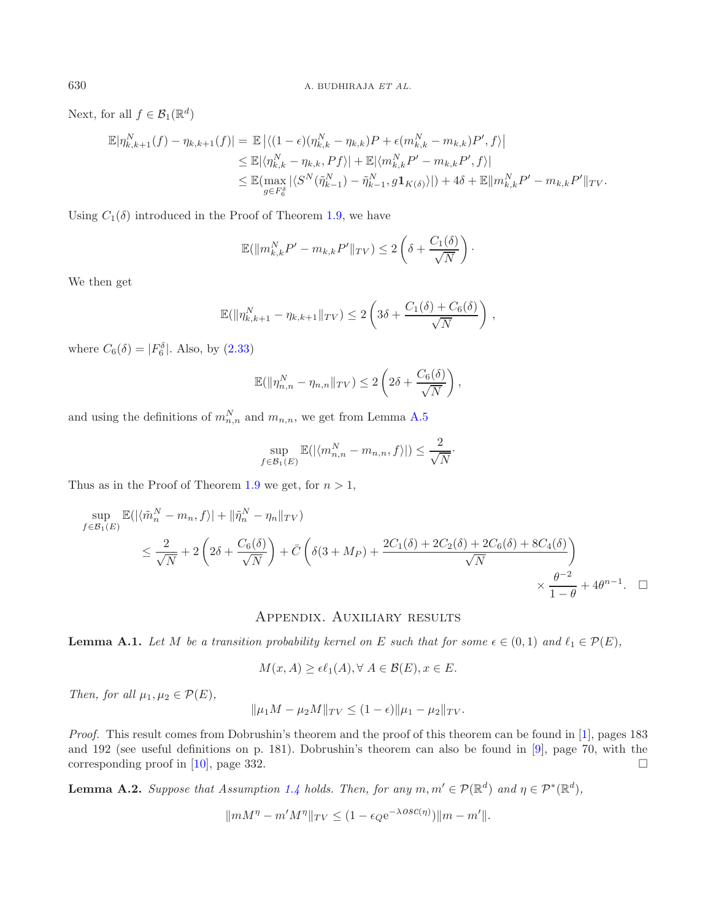Next, for all $f \in \mathcal{B}_1(\mathbb{R}^d)$

$$
\begin{aligned}
\mathbb{E}|\eta^N_{k,k+1}(f) - \eta_{k,k+1}(f)| &= \mathbb{E}\left|\langle (1-\epsilon)(\eta^N_{k,k} - \eta_{k,k})P + \epsilon(m^N_{k,k} - m_{k,k})P', f\rangle\right| \\
&\leq \mathbb{E}|\langle \eta^N_{k,k} - \eta_{k,k}, Pf\rangle| + \mathbb{E}|\langle m^N_{k,k}P' - m_{k,k}P', f\rangle| \\
&\leq \mathbb{E}(\max_{g \in F^\delta_6} |\langle S^N(\tilde{\eta}^N_{k-1}) - \tilde{\eta}^N_{k-1}, g\mathbf{1}_{K(\delta)}\rangle|) + 4\delta + \mathbb{E}\|m^N_{k,k}P' - m_{k,k}P'\|_{TV}.
\end{aligned}
$$

Using $C_1(\delta)$ introduced in the Proof of Theorem 1.9, we have

$$
\mathbb{E}(\|m^N_{k,k}P' - m_{k,k}P'\|_{TV}) \leq 2\left(\delta + \frac{C_1(\delta)}{\sqrt{N}}\right).
$$

We then get

$$
\mathbb{E}(\|\eta^N_{k,k+1} - \eta_{k,k+1}\|_{TV}) \leq 2\left(3\delta + \frac{C_1(\delta) + C_6(\delta)}{\sqrt{N}}\right),
$$

where $C_6(\delta) = |F^\delta_6|$. Also, by (2.33)

$$
\mathbb{E}(\|\eta^N_{n,n} - \eta_{n,n}\|_{TV}) \leq 2\left(2\delta + \frac{C_6(\delta)}{\sqrt{N}}\right),
$$

and using the definitions of $m^N_{n,n}$ and $m_{n,n}$, we get from Lemma A.5

$$
\sup_{f \in \mathcal{B}_1(E)} \mathbb{E}(|\langle m^N_{n,n} - m_{n,n}, f\rangle|) \leq \frac{2}{\sqrt{N}}.
$$

Thus as in the Proof of Theorem 1.9 we get, for $n > 1$,

$$
\begin{aligned}
&\sup_{f \in \mathcal{B}_1(E)} \mathbb{E}(|\langle \tilde{m}^N_n - m_n, f\rangle| + \|\tilde{\eta}^N_n - \eta_n\|_{TV}) \\
&\quad \leq \frac{2}{\sqrt{N}} + 2\left(2\delta + \frac{C_6(\delta)}{\sqrt{N}}\right) + \bar{C}\left(\delta(3 + M_P) + \frac{2C_1(\delta) + 2C_2(\delta) + 2C_6(\delta) + 8C_4(\delta)}{\sqrt{N}}\right) \\
&\quad\quad \times \frac{\theta^{-2}}{1-\theta} + 4\theta^{n-1}. \quad \square
\end{aligned}
$$

## Appendix. Auxiliary results

**Lemma A.1.** *Let $M$ be a transition probability kernel on $E$ such that for some $\epsilon \in (0,1)$ and $\ell_1 \in \mathcal{P}(E)$,*

$$
M(x, A) \geq \epsilon \ell_1(A), \forall\, A \in \mathcal{B}(E), x \in E.
$$

*Then, for all $\mu_1, \mu_2 \in \mathcal{P}(E)$,*

$$
\|\mu_1 M - \mu_2 M\|_{TV} \leq (1-\epsilon)\|\mu_1 - \mu_2\|_{TV}.
$$

*Proof.* This result comes from Dobrushin's theorem and the proof of this theorem can be found in [1], pages 183 and 192 (see useful definitions on p. 181). Dobrushin's theorem can also be found in [9], page 70, with the corresponding proof in [10], page 332. $\square$

**Lemma A.2.** *Suppose that Assumption 1.4 holds. Then, for any $m, m' \in \mathcal{P}(\mathbb{R}^d)$ and $\eta \in \mathcal{P}^*(\mathbb{R}^d)$,*

$$
\|mM^\eta - m'M^\eta\|_{TV} \leq (1 - \epsilon_Q e^{-\lambda osc(\eta)})\|m - m'\|.
$$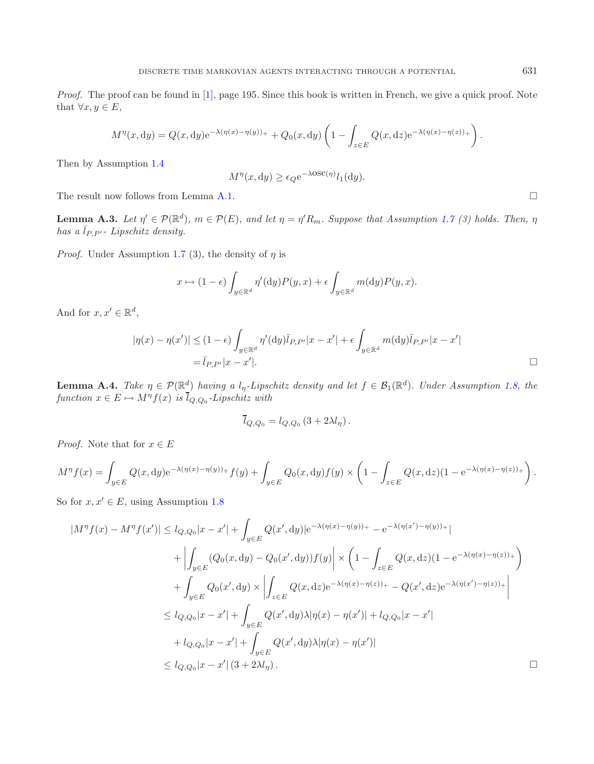*Proof.* The proof can be found in [1], page 195. Since this book is written in French, we give a quick proof. Note that $\forall x, y \in E$,

$$M^\eta(x, \mathrm{d}y) = Q(x, \mathrm{d}y)\mathrm{e}^{-\lambda(\eta(x)-\eta(y))_+} + Q_0(x, \mathrm{d}y)\left(1 - \int_{z\in E} Q(x, \mathrm{d}z)\mathrm{e}^{-\lambda(\eta(x)-\eta(z))_+}\right).$$

Then by Assumption 1.4

$$M^\eta(x, \mathrm{d}y) \geq \epsilon_Q \mathrm{e}^{-\lambda \mathrm{osc}(\eta)} l_1(\mathrm{d}y).$$

The result now follows from Lemma A.1. □

**Lemma A.3.** *Let $\eta' \in \mathcal{P}(\mathbb{R}^d)$, $m \in \mathcal{P}(E)$, and let $\eta = \eta' R_m$. Suppose that Assumption 1.7 (3) holds. Then, $\eta$ has a $\bar{l}_{P,P'}$- Lipschitz density.*

*Proof.* Under Assumption 1.7 (3), the density of $\eta$ is

$$x \mapsto (1-\epsilon)\int_{y\in\mathbb{R}^d} \eta'(\mathrm{d}y)P(y,x) + \epsilon \int_{y\in\mathbb{R}^d} m(\mathrm{d}y)P(y,x).$$

And for $x, x' \in \mathbb{R}^d$,

$$\begin{aligned}
|\eta(x) - \eta(x')| &\leq (1-\epsilon)\int_{y\in\mathbb{R}^d} \eta'(\mathrm{d}y)\bar{l}_{P,P'}|x - x'| + \epsilon \int_{y\in\mathbb{R}^d} m(\mathrm{d}y)\bar{l}_{P,P'}|x - x'| \\
&= \bar{l}_{P,P'}|x - x'|.
\end{aligned}$$

□

**Lemma A.4.** *Take $\eta \in \mathcal{P}(\mathbb{R}^d)$ having a $l_\eta$-Lipschitz density and let $f \in \mathcal{B}_1(\mathbb{R}^d)$. Under Assumption 1.8, the function $x \in E \mapsto M^\eta f(x)$ is $\overline{l}_{Q,Q_0}$-Lipschitz with*

$$\overline{l}_{Q,Q_0} = l_{Q,Q_0}\left(3 + 2\lambda l_\eta\right).$$

*Proof.* Note that for $x \in E$

$$M^\eta f(x) = \int_{y\in E} Q(x, \mathrm{d}y)\mathrm{e}^{-\lambda(\eta(x)-\eta(y))_+} f(y) + \int_{y\in E} Q_0(x, \mathrm{d}y)f(y) \times \left(1 - \int_{z\in E} Q(x, \mathrm{d}z)(1 - \mathrm{e}^{-\lambda(\eta(x)-\eta(z))_+}\right).$$

So for $x, x' \in E$, using Assumption 1.8

$$\begin{aligned}
|M^\eta f(x) - M^\eta f(x')| \leq\; & l_{Q,Q_0}|x - x'| + \int_{y\in E} Q(x', \mathrm{d}y)|\mathrm{e}^{-\lambda(\eta(x)-\eta(y))_+} - \mathrm{e}^{-\lambda(\eta(x')-\eta(y))_+}| \\
& + \left|\int_{y\in E}(Q_0(x, \mathrm{d}y) - Q_0(x', \mathrm{d}y))f(y)\right| \times \left(1 - \int_{z\in E} Q(x, \mathrm{d}z)(1 - \mathrm{e}^{-\lambda(\eta(x)-\eta(z))_+}\right) \\
& + \int_{y\in E} Q_0(x', \mathrm{d}y) \times \left|\int_{z\in E} Q(x, \mathrm{d}z)\mathrm{e}^{-\lambda(\eta(x)-\eta(z))_+} - Q(x', \mathrm{d}z)\mathrm{e}^{-\lambda(\eta(x')-\eta(z))_+}\right| \\
\leq\; & l_{Q,Q_0}|x - x'| + \int_{y\in E} Q(x', \mathrm{d}y)\lambda|\eta(x) - \eta(x')| + l_{Q,Q_0}|x - x'| \\
& + l_{Q,Q_0}|x - x'| + \int_{y\in E} Q(x', \mathrm{d}y)\lambda|\eta(x) - \eta(x')| \\
\leq\; & l_{Q,Q_0}|x - x'|\left(3 + 2\lambda l_\eta\right).
\end{aligned}$$

□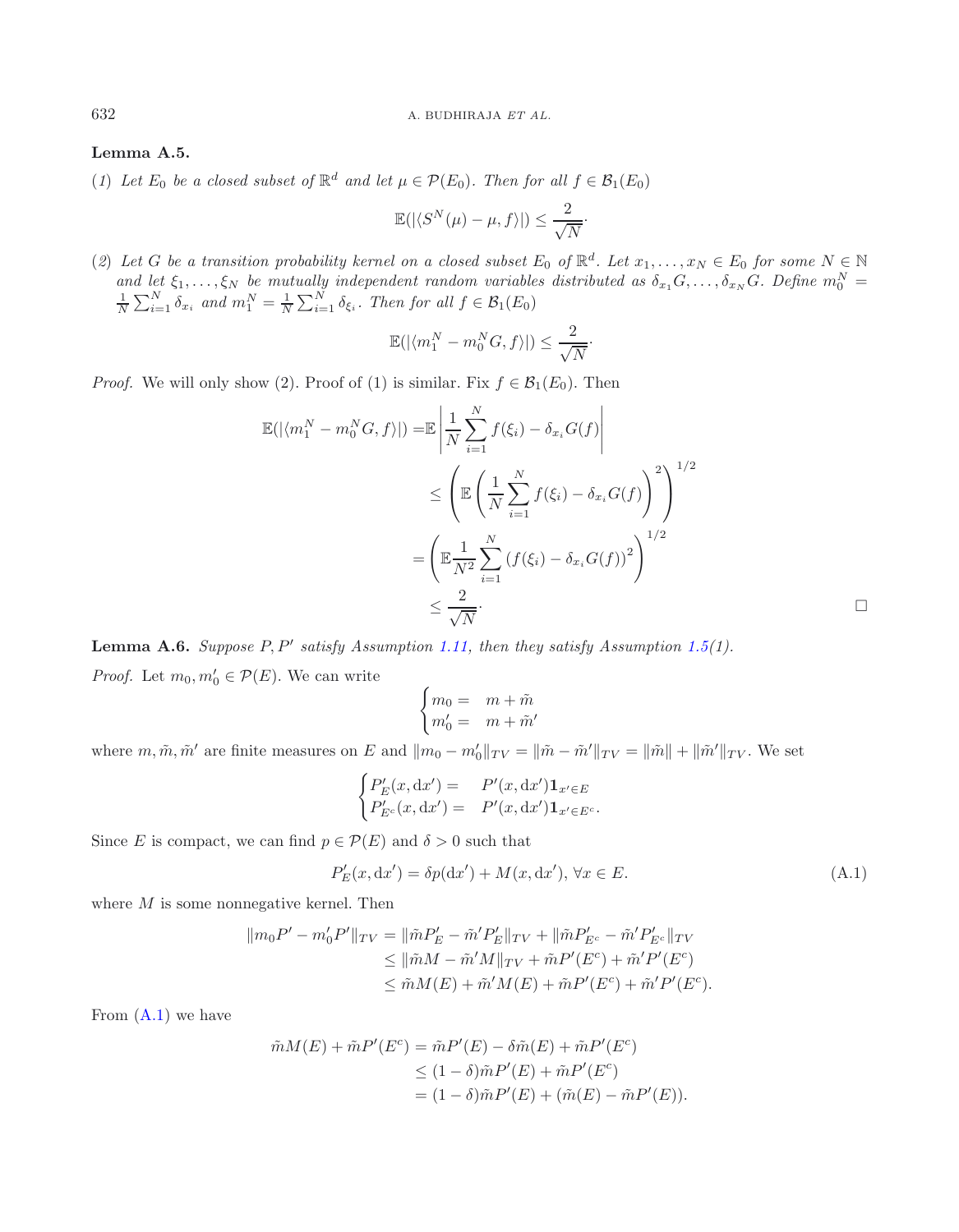**Lemma A.5.**

*(1) Let $E_0$ be a closed subset of $\mathbb{R}^d$ and let $\mu \in \mathcal{P}(E_0)$. Then for all $f \in \mathcal{B}_1(E_0)$*

$$\mathbb{E}(|\langle S^N(\mu) - \mu, f\rangle|) \le \frac{2}{\sqrt{N}}.$$

*(2) Let $G$ be a transition probability kernel on a closed subset $E_0$ of $\mathbb{R}^d$. Let $x_1, \ldots, x_N \in E_0$ for some $N \in \mathbb{N}$ and let $\xi_1, \ldots, \xi_N$ be mutually independent random variables distributed as $\delta_{x_1}G, \ldots, \delta_{x_N}G$. Define $m_0^N = \frac{1}{N}\sum_{i=1}^N \delta_{x_i}$ and $m_1^N = \frac{1}{N}\sum_{i=1}^N \delta_{\xi_i}$. Then for all $f \in \mathcal{B}_1(E_0)$*

$$\mathbb{E}(|\langle m_1^N - m_0^N G, f\rangle|) \le \frac{2}{\sqrt{N}}.$$

*Proof.* We will only show (2). Proof of (1) is similar. Fix $f \in \mathcal{B}_1(E_0)$. Then

$$\begin{aligned}
\mathbb{E}(|\langle m_1^N - m_0^N G, f\rangle|) &= \mathbb{E}\left|\frac{1}{N}\sum_{i=1}^N f(\xi_i) - \delta_{x_i}G(f)\right| \\
&\le \left(\mathbb{E}\left(\frac{1}{N}\sum_{i=1}^N f(\xi_i) - \delta_{x_i}G(f)\right)^2\right)^{1/2} \\
&= \left(\mathbb{E}\frac{1}{N^2}\sum_{i=1}^N \left(f(\xi_i) - \delta_{x_i}G(f)\right)^2\right)^{1/2} \\
&\le \frac{2}{\sqrt{N}}.
\end{aligned}$$

□

**Lemma A.6.** *Suppose $P, P'$ satisfy Assumption 1.11, then they satisfy Assumption 1.5(1).*

*Proof.* Let $m_0, m_0' \in \mathcal{P}(E)$. We can write

$$\begin{cases} m_0 = & m + \tilde{m} \\ m_0' = & m + \tilde{m}' \end{cases}$$

where $m, \tilde{m}, \tilde{m}'$ are finite measures on $E$ and $\|m_0 - m_0'\|_{TV} = \|\tilde{m} - \tilde{m}'\|_{TV} = \|\tilde{m}\| + \|\tilde{m}'\|_{TV}$. We set

$$\begin{cases} P_E'(x, \mathrm{d}x') = & P'(x, \mathrm{d}x')\mathbf{1}_{x' \in E} \\ P_{E^c}'(x, \mathrm{d}x') = & P'(x, \mathrm{d}x')\mathbf{1}_{x' \in E^c}. \end{cases}$$

Since $E$ is compact, we can find $p \in \mathcal{P}(E)$ and $\delta > 0$ such that

$$P_E'(x, \mathrm{d}x') = \delta p(\mathrm{d}x') + M(x, \mathrm{d}x'),\ \forall x \in E. \tag{A.1}$$

where $M$ is some nonnegative kernel. Then

$$\begin{aligned}
\|m_0 P' - m_0' P'\|_{TV} &= \|\tilde{m}P_E' - \tilde{m}'P_E'\|_{TV} + \|\tilde{m}P_{E^c}' - \tilde{m}'P_{E^c}'\|_{TV} \\
&\le \|\tilde{m}M - \tilde{m}'M\|_{TV} + \tilde{m}P'(E^c) + \tilde{m}'P'(E^c) \\
&\le \tilde{m}M(E) + \tilde{m}'M(E) + \tilde{m}P'(E^c) + \tilde{m}'P'(E^c).
\end{aligned}$$

From (A.1) we have

$$\begin{aligned}
\tilde{m}M(E) + \tilde{m}P'(E^c) &= \tilde{m}P'(E) - \delta\tilde{m}(E) + \tilde{m}P'(E^c) \\
&\le (1-\delta)\tilde{m}P'(E) + \tilde{m}P'(E^c) \\
&= (1-\delta)\tilde{m}P'(E) + (\tilde{m}(E) - \tilde{m}P'(E)).
\end{aligned}$$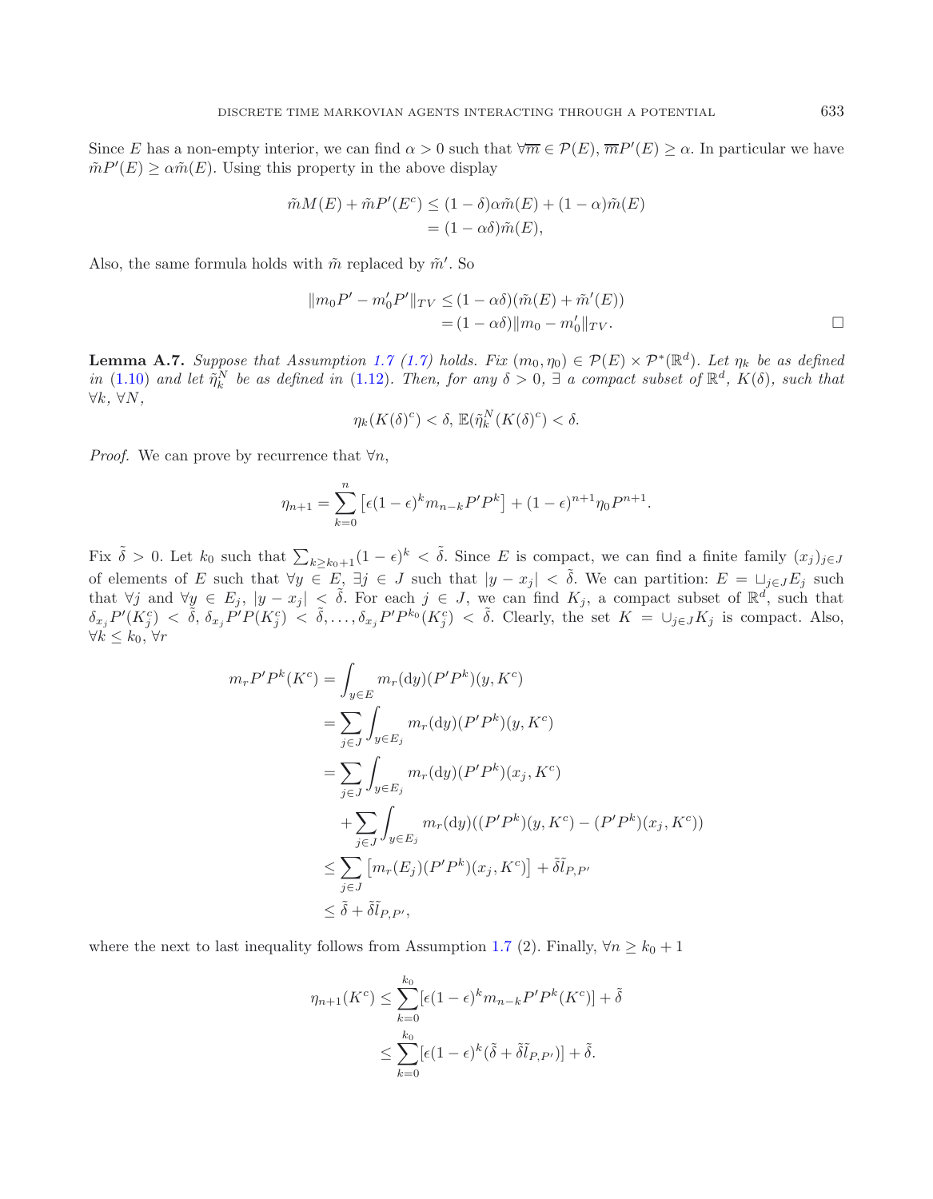Since $E$ has a non-empty interior, we can find $\alpha > 0$ such that $\forall \overline{m} \in \mathcal{P}(E)$, $\overline{m}P'(E) \geq \alpha$. In particular we have $\tilde{m}P'(E) \geq \alpha \tilde{m}(E)$. Using this property in the above display

$$
\begin{aligned}
\tilde{m}M(E) + \tilde{m}P'(E^c) &\leq (1-\delta)\alpha \tilde{m}(E) + (1-\alpha)\tilde{m}(E) \\
&= (1 - \alpha\delta)\tilde{m}(E),
\end{aligned}
$$

Also, the same formula holds with $\tilde{m}$ replaced by $\tilde{m}'$. So

$$
\begin{aligned}
\|m_0 P' - m_0' P'\|_{TV} &\leq (1-\alpha\delta)(\tilde{m}(E) + \tilde{m}'(E)) \\
&= (1-\alpha\delta)\|m_0 - m_0'\|_{TV}.
\end{aligned}
$$

□

**Lemma A.7.** *Suppose that Assumption 1.7 (1.7) holds. Fix $(m_0, \eta_0) \in \mathcal{P}(E) \times \mathcal{P}^*(\mathbb{R}^d)$. Let $\eta_k$ be as defined in (1.10) and let $\tilde{\eta}_k^N$ be as defined in (1.12). Then, for any $\delta > 0$, $\exists$ a compact subset of $\mathbb{R}^d$, $K(\delta)$, such that $\forall k$, $\forall N$,*

$$
\eta_k(K(\delta)^c) < \delta, \; \mathbb{E}(\tilde{\eta}_k^N(K(\delta)^c) < \delta.
$$

*Proof.* We can prove by recurrence that $\forall n$,

$$
\eta_{n+1} = \sum_{k=0}^{n} \left[\epsilon(1-\epsilon)^k m_{n-k} P' P^k\right] + (1-\epsilon)^{n+1} \eta_0 P^{n+1}.
$$

Fix $\tilde{\delta} > 0$. Let $k_0$ such that $\sum_{k \geq k_0+1} (1-\epsilon)^k < \tilde{\delta}$. Since $E$ is compact, we can find a finite family $(x_j)_{j \in J}$ of elements of $E$ such that $\forall y \in E$, $\exists j \in J$ such that $|y - x_j| < \tilde{\delta}$. We can partition: $E = \sqcup_{j \in J} E_j$ such that $\forall j$ and $\forall y \in E_j$, $|y - x_j| < \tilde{\delta}$. For each $j \in J$, we can find $K_j$, a compact subset of $\mathbb{R}^d$, such that $\delta_{x_j} P'(K_j^c) < \tilde{\delta}$, $\delta_{x_j} P'P(K_j^c) < \tilde{\delta}, \ldots, \delta_{x_j} P' P^{k_0}(K_j^c) < \tilde{\delta}$. Clearly, the set $K = \cup_{j \in J} K_j$ is compact. Also, $\forall k \leq k_0$, $\forall r$

$$
\begin{aligned}
m_r P' P^k(K^c) &= \int_{y \in E} m_r(\mathrm{d}y)(P'P^k)(y, K^c) \\
&= \sum_{j \in J} \int_{y \in E_j} m_r(\mathrm{d}y)(P'P^k)(y, K^c) \\
&= \sum_{j \in J} \int_{y \in E_j} m_r(\mathrm{d}y)(P'P^k)(x_j, K^c) \\
&\quad + \sum_{j \in J} \int_{y \in E_j} m_r(\mathrm{d}y)((P'P^k)(y, K^c) - (P'P^k)(x_j, K^c)) \\
&\leq \sum_{j \in J} \left[m_r(E_j)(P'P^k)(x_j, K^c)\right] + \tilde{\delta}\tilde{l}_{P,P'} \\
&\leq \tilde{\delta} + \tilde{\delta}\tilde{l}_{P,P'},
\end{aligned}
$$

where the next to last inequality follows from Assumption 1.7 (2). Finally, $\forall n \geq k_0 + 1$

$$
\begin{aligned}
\eta_{n+1}(K^c) &\leq \sum_{k=0}^{k_0} [\epsilon(1-\epsilon)^k m_{n-k} P' P^k(K^c)] + \tilde{\delta} \\
&\leq \sum_{k=0}^{k_0} [\epsilon(1-\epsilon)^k (\tilde{\delta} + \tilde{\delta}\tilde{l}_{P,P'})] + \tilde{\delta}.
\end{aligned}
$$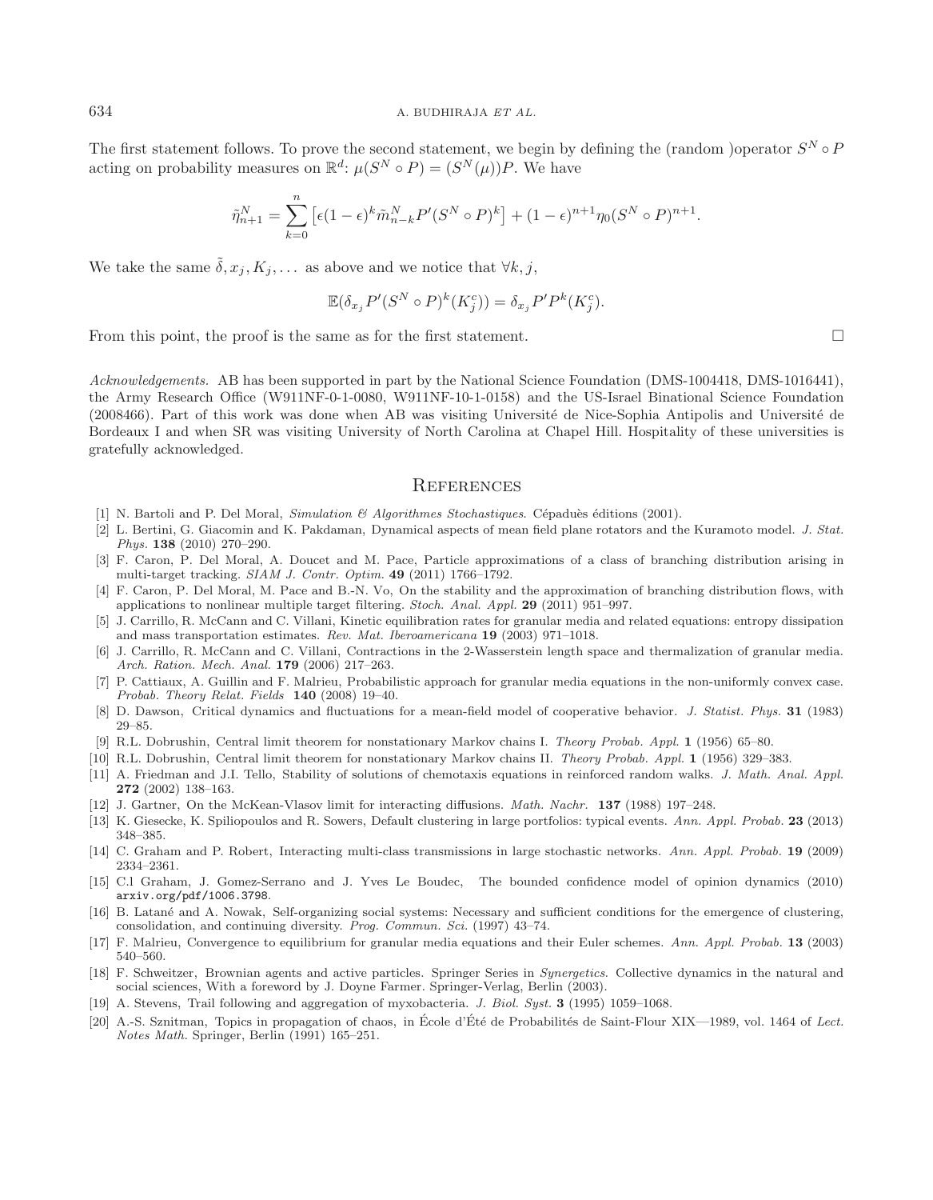The first statement follows. To prove the second statement, we begin by defining the (random )operator $S^N \circ P$ acting on probability measures on $\mathbb{R}^d$: $\mu(S^N \circ P) = (S^N(\mu))P$. We have

$$\tilde{\eta}_{n+1}^N = \sum_{k=0}^{n} \left[\epsilon(1-\epsilon)^k \tilde{m}_{n-k}^N P'(S^N \circ P)^k\right] + (1-\epsilon)^{n+1}\eta_0(S^N \circ P)^{n+1}.$$

We take the same $\tilde{\delta}, x_j, K_j, \ldots$ as above and we notice that $\forall k, j$,

$$\mathbb{E}(\delta_{x_j} P'(S^N \circ P)^k(K_j^c)) = \delta_{x_j} P' P^k(K_j^c).$$

From this point, the proof is the same as for the first statement. $\square$

*Acknowledgements.* AB has been supported in part by the National Science Foundation (DMS-1004418, DMS-1016441), the Army Research Office (W911NF-0-1-0080, W911NF-10-1-0158) and the US-Israel Binational Science Foundation (2008466). Part of this work was done when AB was visiting Université de Nice-Sophia Antipolis and Université de Bordeaux I and when SR was visiting University of North Carolina at Chapel Hill. Hospitality of these universities is gratefully acknowledged.

## References

[1] N. Bartoli and P. Del Moral, *Simulation & Algorithmes Stochastiques*. Cépaduès éditions (2001).

[2] L. Bertini, G. Giacomin and K. Pakdaman, Dynamical aspects of mean field plane rotators and the Kuramoto model. *J. Stat. Phys.* **138** (2010) 270–290.

[3] F. Caron, P. Del Moral, A. Doucet and M. Pace, Particle approximations of a class of branching distribution arising in multi-target tracking. *SIAM J. Contr. Optim.* **49** (2011) 1766–1792.

[4] F. Caron, P. Del Moral, M. Pace and B.-N. Vo, On the stability and the approximation of branching distribution flows, with applications to nonlinear multiple target filtering. *Stoch. Anal. Appl.* **29** (2011) 951–997.

[5] J. Carrillo, R. McCann and C. Villani, Kinetic equilibration rates for granular media and related equations: entropy dissipation and mass transportation estimates. *Rev. Mat. Iberoamericana* **19** (2003) 971–1018.

[6] J. Carrillo, R. McCann and C. Villani, Contractions in the 2-Wasserstein length space and thermalization of granular media. *Arch. Ration. Mech. Anal.* **179** (2006) 217–263.

[7] P. Cattiaux, A. Guillin and F. Malrieu, Probabilistic approach for granular media equations in the non-uniformly convex case. *Probab. Theory Relat. Fields* **140** (2008) 19–40.

[8] D. Dawson, Critical dynamics and fluctuations for a mean-field model of cooperative behavior. *J. Statist. Phys.* **31** (1983) 29–85.

[9] R.L. Dobrushin, Central limit theorem for nonstationary Markov chains I. *Theory Probab. Appl.* **1** (1956) 65–80.

[10] R.L. Dobrushin, Central limit theorem for nonstationary Markov chains II. *Theory Probab. Appl.* **1** (1956) 329–383.

[11] A. Friedman and J.I. Tello, Stability of solutions of chemotaxis equations in reinforced random walks. *J. Math. Anal. Appl.* **272** (2002) 138–163.

[12] J. Gartner, On the McKean-Vlasov limit for interacting diffusions. *Math. Nachr.* **137** (1988) 197–248.

[13] K. Giesecke, K. Spiliopoulos and R. Sowers, Default clustering in large portfolios: typical events. *Ann. Appl. Probab.* **23** (2013) 348–385.

[14] C. Graham and P. Robert, Interacting multi-class transmissions in large stochastic networks. *Ann. Appl. Probab.* **19** (2009) 2334–2361.

[15] C.l Graham, J. Gomez-Serrano and J. Yves Le Boudec, The bounded confidence model of opinion dynamics (2010) arxiv.org/pdf/1006.3798.

[16] B. Latané and A. Nowak, Self-organizing social systems: Necessary and sufficient conditions for the emergence of clustering, consolidation, and continuing diversity. *Prog. Commun. Sci.* (1997) 43–74.

[17] F. Malrieu, Convergence to equilibrium for granular media equations and their Euler schemes. *Ann. Appl. Probab.* **13** (2003) 540–560.

[18] F. Schweitzer, Brownian agents and active particles. Springer Series in *Synergetics.* Collective dynamics in the natural and social sciences, With a foreword by J. Doyne Farmer. Springer-Verlag, Berlin (2003).

[19] A. Stevens, Trail following and aggregation of myxobacteria. *J. Biol. Syst.* **3** (1995) 1059–1068.

[20] A.-S. Sznitman, Topics in propagation of chaos, in École d'Été de Probabilités de Saint-Flour XIX—1989, vol. 1464 of *Lect. Notes Math.* Springer, Berlin (1991) 165–251.